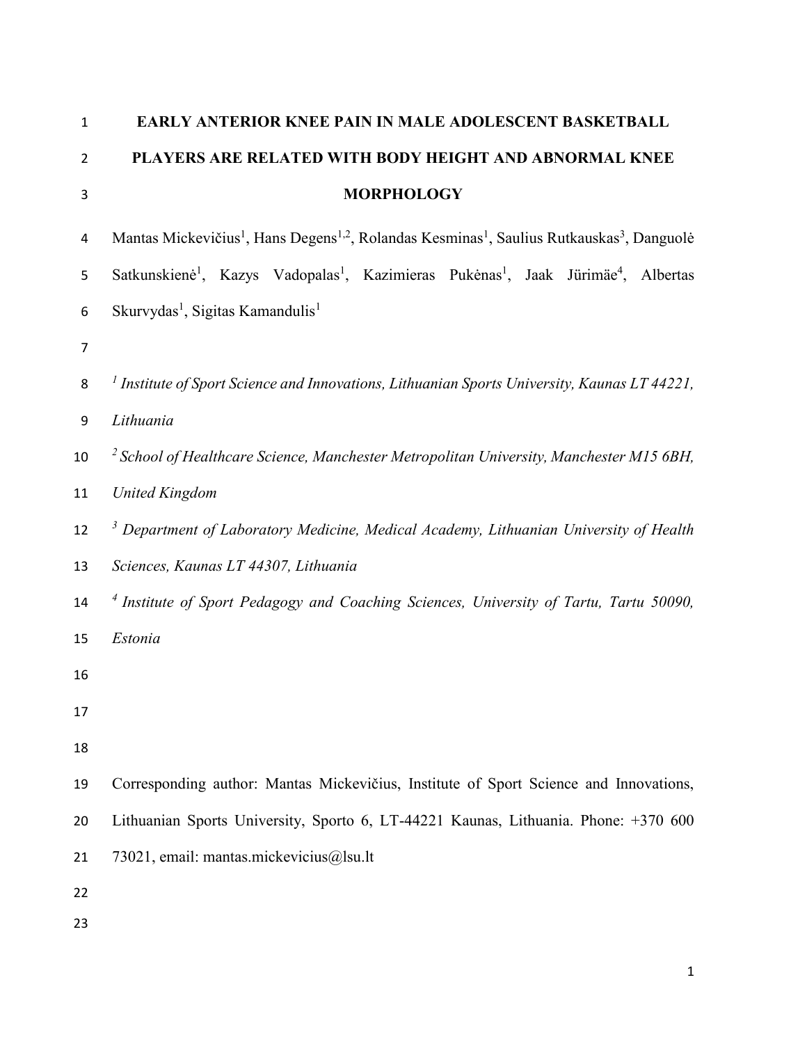# EARLY ANTERIOR KNEE PAIN IN MALE ADOLESCENT BASKETBALL PLAYERS ARE RELATED WITH BODY HEIGHT AND ABNORMAL KNEE MORPHOLOGY

Mantas Mickevičius[1], Hans Degens[1,2], Rolandas Kesminas[1], Saulius Rutkauskas[3], Danguolė Satkunskienė[1], Kazys Vadopalas[1], Kazimieras Pukėnas[1], Jaak Jürimäe[4], Albertas Skurvydas[1], Sigitas Kamandulis[1]

*[1] Institute of Sport Science and Innovations, Lithuanian Sports University, Kaunas LT 44221, Lithuania*

*[2] School of Healthcare Science, Manchester Metropolitan University, Manchester M15 6BH, United Kingdom*

*[3] Department of Laboratory Medicine, Medical Academy, Lithuanian University of Health Sciences, Kaunas LT 44307, Lithuania*

*[4] Institute of Sport Pedagogy and Coaching Sciences, University of Tartu, Tartu 50090, Estonia*

Corresponding author: Mantas Mickevičius, Institute of Sport Science and Innovations, Lithuanian Sports University, Sporto 6, LT-44221 Kaunas, Lithuania. Phone: +370 600 73021, email: mantas.mickevicius@lsu.lt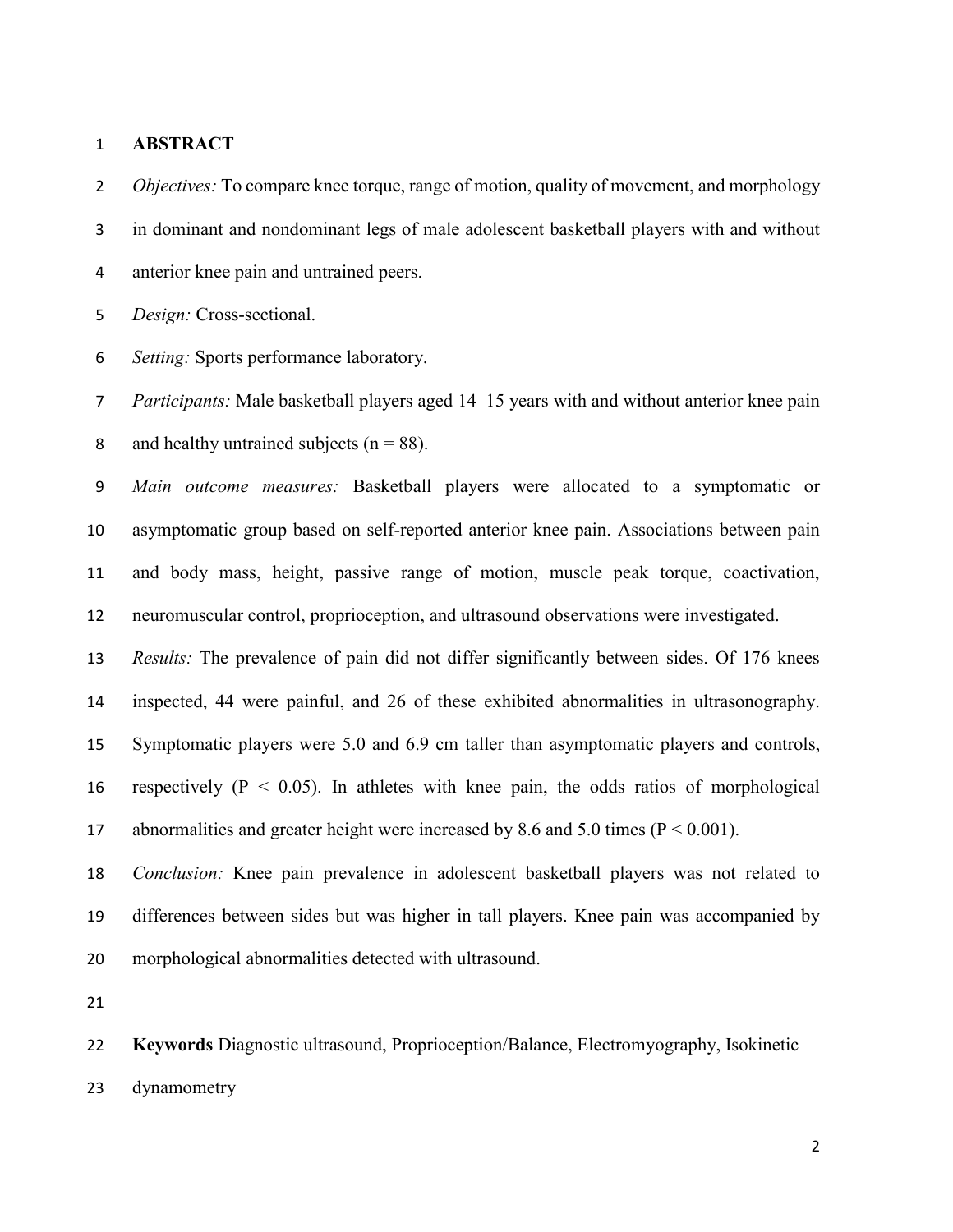# ABSTRACT

*Objectives:* To compare knee torque, range of motion, quality of movement, and morphology in dominant and nondominant legs of male adolescent basketball players with and without anterior knee pain and untrained peers.

*Design:* Cross-sectional.

*Setting:* Sports performance laboratory.

*Participants:* Male basketball players aged 14–15 years with and without anterior knee pain and healthy untrained subjects (n = 88).

*Main outcome measures:* Basketball players were allocated to a symptomatic or asymptomatic group based on self-reported anterior knee pain. Associations between pain and body mass, height, passive range of motion, muscle peak torque, coactivation, neuromuscular control, proprioception, and ultrasound observations were investigated.

*Results:* The prevalence of pain did not differ significantly between sides. Of 176 knees inspected, 44 were painful, and 26 of these exhibited abnormalities in ultrasonography. Symptomatic players were 5.0 and 6.9 cm taller than asymptomatic players and controls, respectively ($P < 0.05$). In athletes with knee pain, the odds ratios of morphological abnormalities and greater height were increased by 8.6 and 5.0 times ($P < 0.001$).

*Conclusion:* Knee pain prevalence in adolescent basketball players was not related to differences between sides but was higher in tall players. Knee pain was accompanied by morphological abnormalities detected with ultrasound.

**Keywords** Diagnostic ultrasound, Proprioception/Balance, Electromyography, Isokinetic dynamometry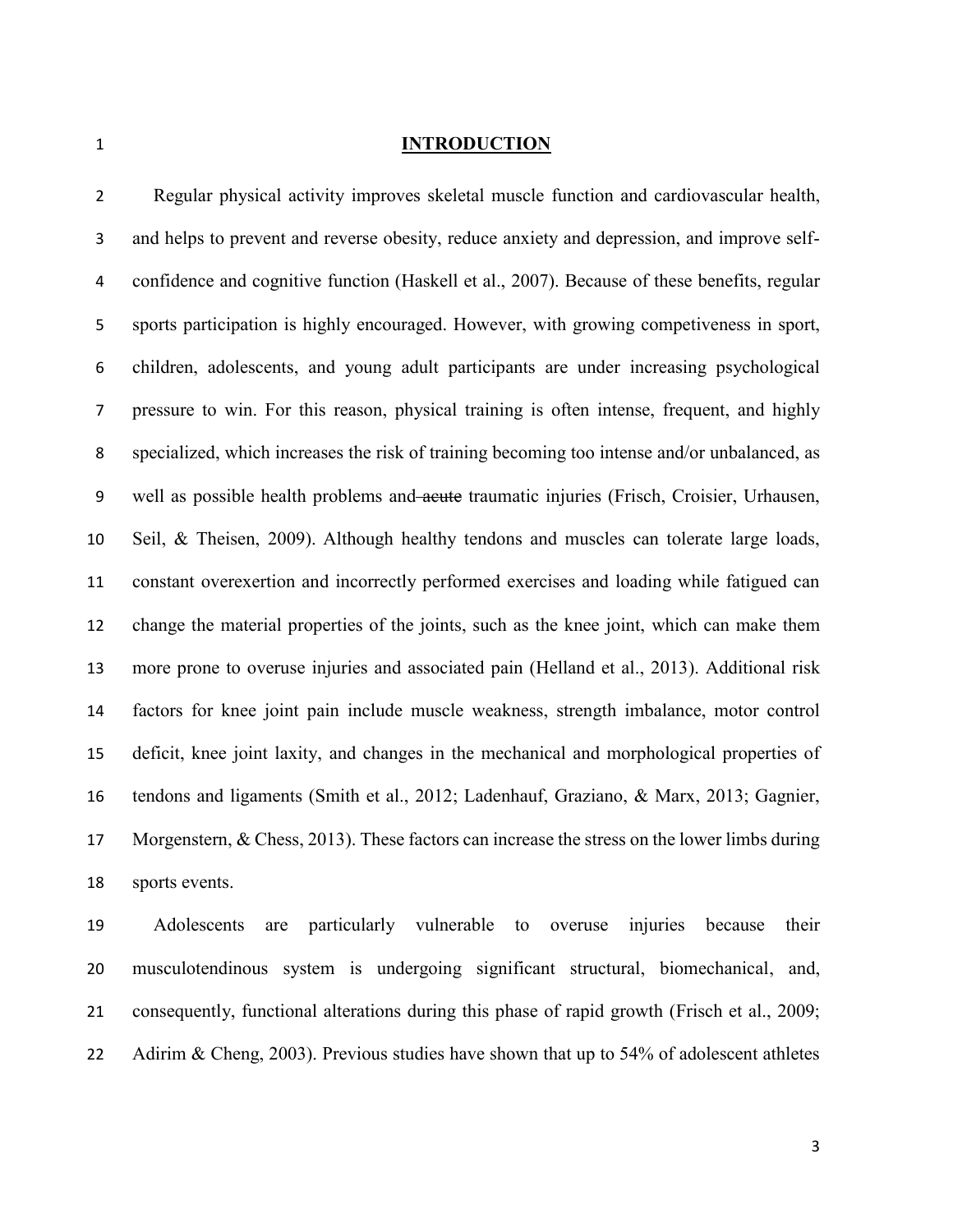# INTRODUCTION

Regular physical activity improves skeletal muscle function and cardiovascular health, and helps to prevent and reverse obesity, reduce anxiety and depression, and improve self-confidence and cognitive function (Haskell et al., 2007). Because of these benefits, regular sports participation is highly encouraged. However, with growing competiveness in sport, children, adolescents, and young adult participants are under increasing psychological pressure to win. For this reason, physical training is often intense, frequent, and highly specialized, which increases the risk of training becoming too intense and/or unbalanced, as well as possible health problems and ~~acute~~ traumatic injuries (Frisch, Croisier, Urhausen, Seil, & Theisen, 2009). Although healthy tendons and muscles can tolerate large loads, constant overexertion and incorrectly performed exercises and loading while fatigued can change the material properties of the joints, such as the knee joint, which can make them more prone to overuse injuries and associated pain (Helland et al., 2013). Additional risk factors for knee joint pain include muscle weakness, strength imbalance, motor control deficit, knee joint laxity, and changes in the mechanical and morphological properties of tendons and ligaments (Smith et al., 2012; Ladenhauf, Graziano, & Marx, 2013; Gagnier, Morgenstern, & Chess, 2013). These factors can increase the stress on the lower limbs during sports events.

Adolescents are particularly vulnerable to overuse injuries because their musculotendinous system is undergoing significant structural, biomechanical, and, consequently, functional alterations during this phase of rapid growth (Frisch et al., 2009; Adirim & Cheng, 2003). Previous studies have shown that up to 54% of adolescent athletes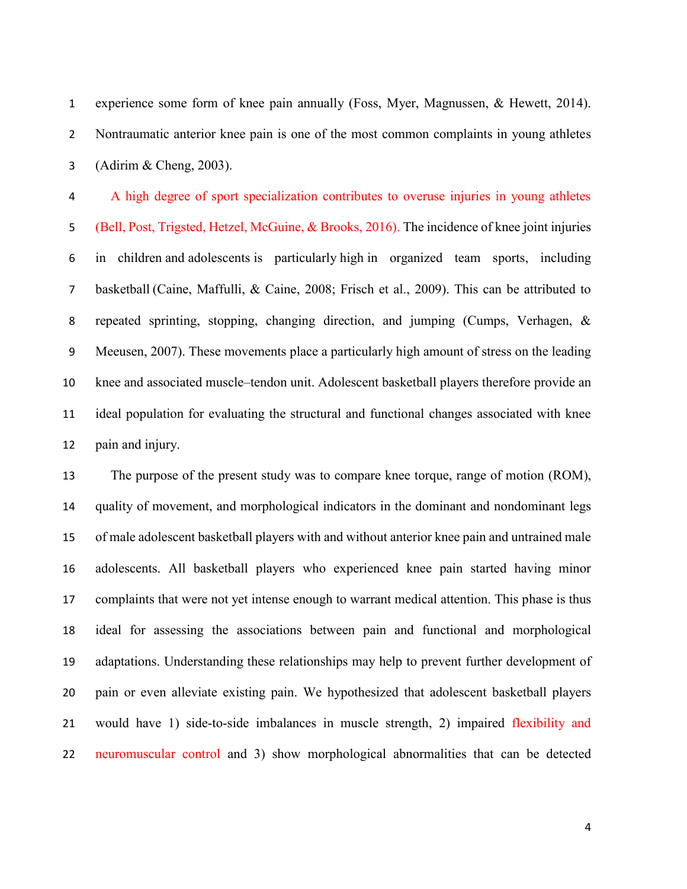experience some form of knee pain annually (Foss, Myer, Magnussen, & Hewett, 2014). Nontraumatic anterior knee pain is one of the most common complaints in young athletes (Adirim & Cheng, 2003).

A high degree of sport specialization contributes to overuse injuries in young athletes (Bell, Post, Trigsted, Hetzel, McGuine, & Brooks, 2016). The incidence of knee joint injuries in children and adolescents is particularly high in organized team sports, including basketball (Caine, Maffulli, & Caine, 2008; Frisch et al., 2009). This can be attributed to repeated sprinting, stopping, changing direction, and jumping (Cumps, Verhagen, & Meeusen, 2007). These movements place a particularly high amount of stress on the leading knee and associated muscle–tendon unit. Adolescent basketball players therefore provide an ideal population for evaluating the structural and functional changes associated with knee pain and injury.

The purpose of the present study was to compare knee torque, range of motion (ROM), quality of movement, and morphological indicators in the dominant and nondominant legs of male adolescent basketball players with and without anterior knee pain and untrained male adolescents. All basketball players who experienced knee pain started having minor complaints that were not yet intense enough to warrant medical attention. This phase is thus ideal for assessing the associations between pain and functional and morphological adaptations. Understanding these relationships may help to prevent further development of pain or even alleviate existing pain. We hypothesized that adolescent basketball players would have 1) side-to-side imbalances in muscle strength, 2) impaired flexibility and neuromuscular control and 3) show morphological abnormalities that can be detected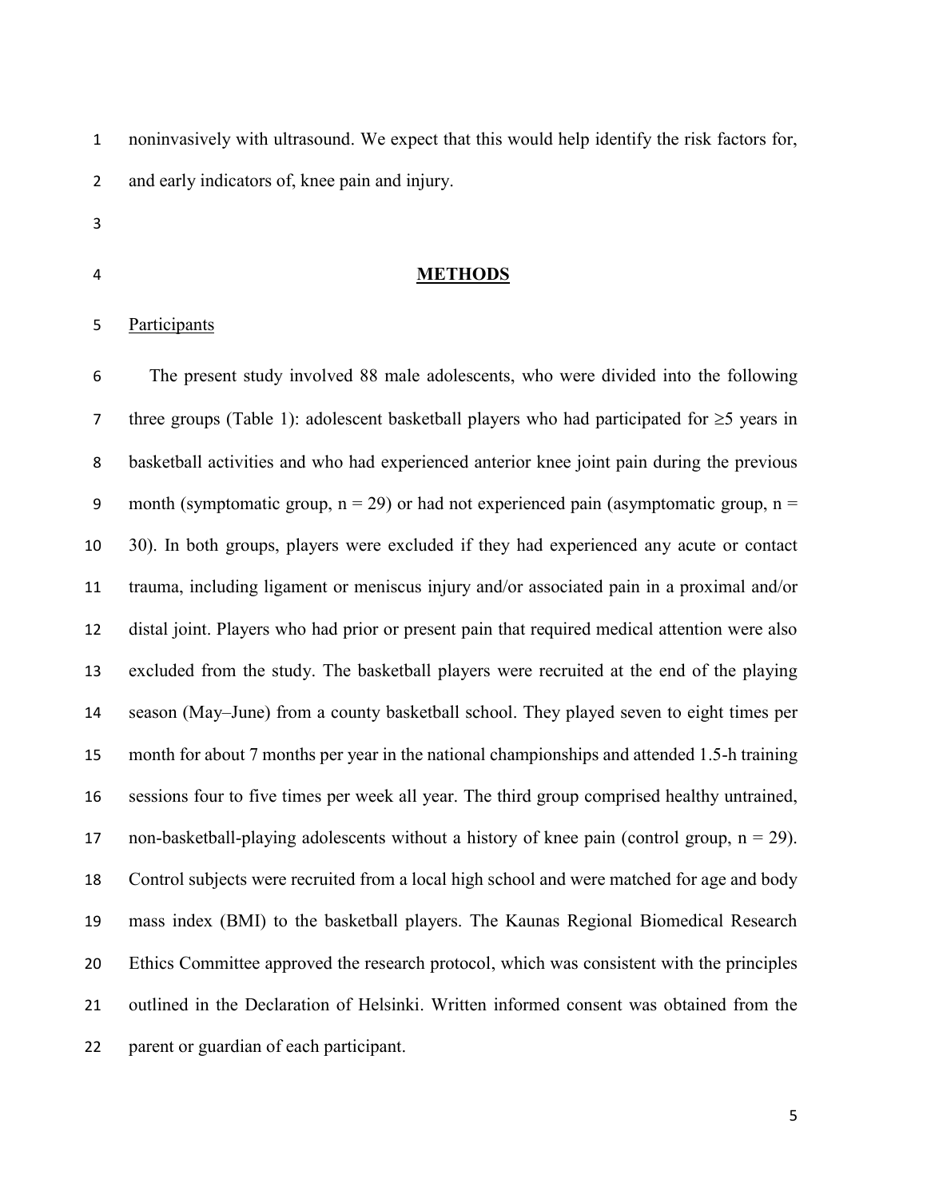noninvasively with ultrasound. We expect that this would help identify the risk factors for, and early indicators of, knee pain and injury.

## METHODS

### Participants

The present study involved 88 male adolescents, who were divided into the following three groups (Table 1): adolescent basketball players who had participated for ≥5 years in basketball activities and who had experienced anterior knee joint pain during the previous month (symptomatic group, n = 29) or had not experienced pain (asymptomatic group, n = 30). In both groups, players were excluded if they had experienced any acute or contact trauma, including ligament or meniscus injury and/or associated pain in a proximal and/or distal joint. Players who had prior or present pain that required medical attention were also excluded from the study. The basketball players were recruited at the end of the playing season (May–June) from a county basketball school. They played seven to eight times per month for about 7 months per year in the national championships and attended 1.5-h training sessions four to five times per week all year. The third group comprised healthy untrained, non-basketball-playing adolescents without a history of knee pain (control group, n = 29). Control subjects were recruited from a local high school and were matched for age and body mass index (BMI) to the basketball players. The Kaunas Regional Biomedical Research Ethics Committee approved the research protocol, which was consistent with the principles outlined in the Declaration of Helsinki. Written informed consent was obtained from the parent or guardian of each participant.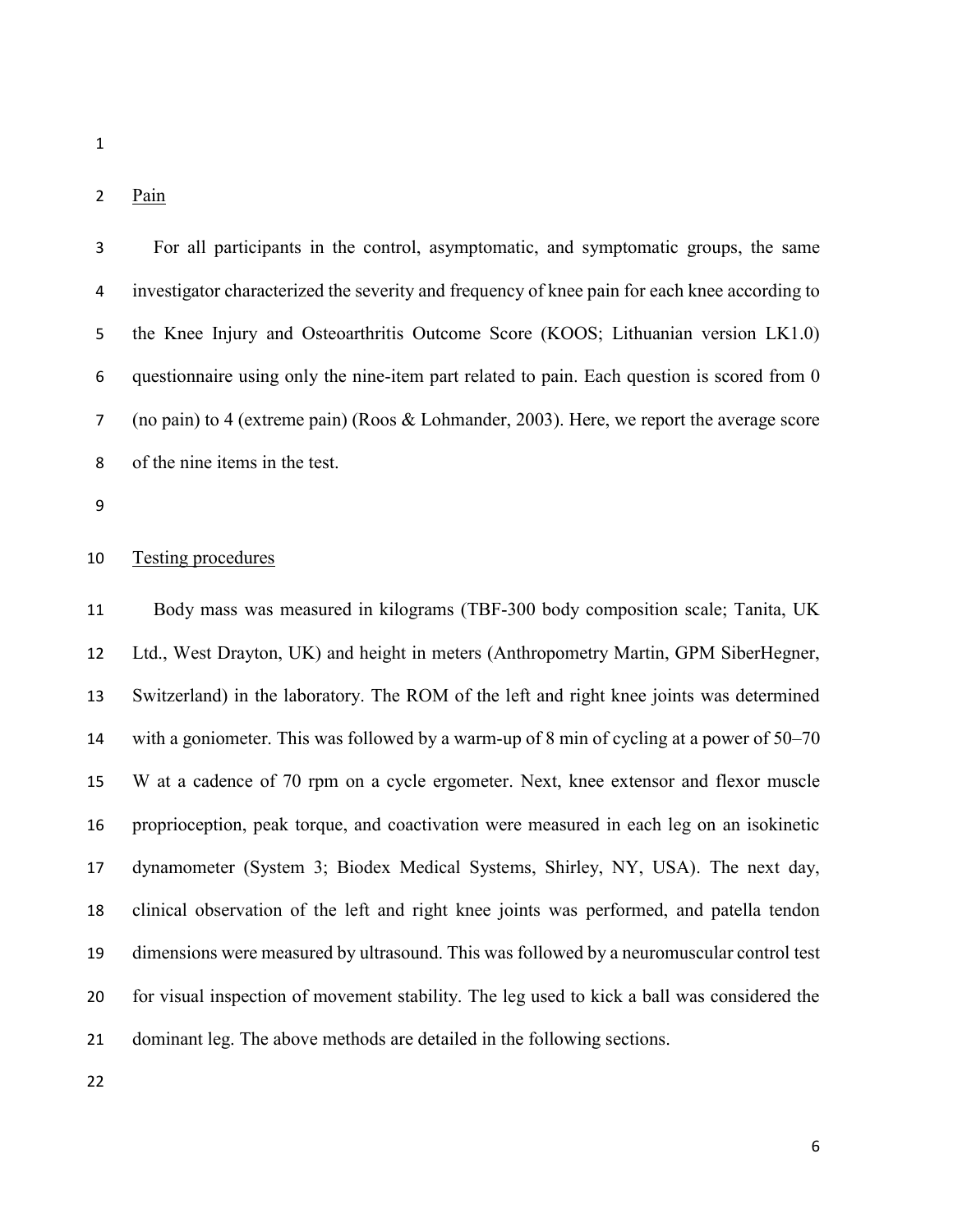## Pain

For all participants in the control, asymptomatic, and symptomatic groups, the same investigator characterized the severity and frequency of knee pain for each knee according to the Knee Injury and Osteoarthritis Outcome Score (KOOS; Lithuanian version LK1.0) questionnaire using only the nine-item part related to pain. Each question is scored from 0 (no pain) to 4 (extreme pain) (Roos & Lohmander, 2003). Here, we report the average score of the nine items in the test.

## Testing procedures

Body mass was measured in kilograms (TBF-300 body composition scale; Tanita, UK Ltd., West Drayton, UK) and height in meters (Anthropometry Martin, GPM SiberHegner, Switzerland) in the laboratory. The ROM of the left and right knee joints was determined with a goniometer. This was followed by a warm-up of 8 min of cycling at a power of 50–70 W at a cadence of 70 rpm on a cycle ergometer. Next, knee extensor and flexor muscle proprioception, peak torque, and coactivation were measured in each leg on an isokinetic dynamometer (System 3; Biodex Medical Systems, Shirley, NY, USA). The next day, clinical observation of the left and right knee joints was performed, and patella tendon dimensions were measured by ultrasound. This was followed by a neuromuscular control test for visual inspection of movement stability. The leg used to kick a ball was considered the dominant leg. The above methods are detailed in the following sections.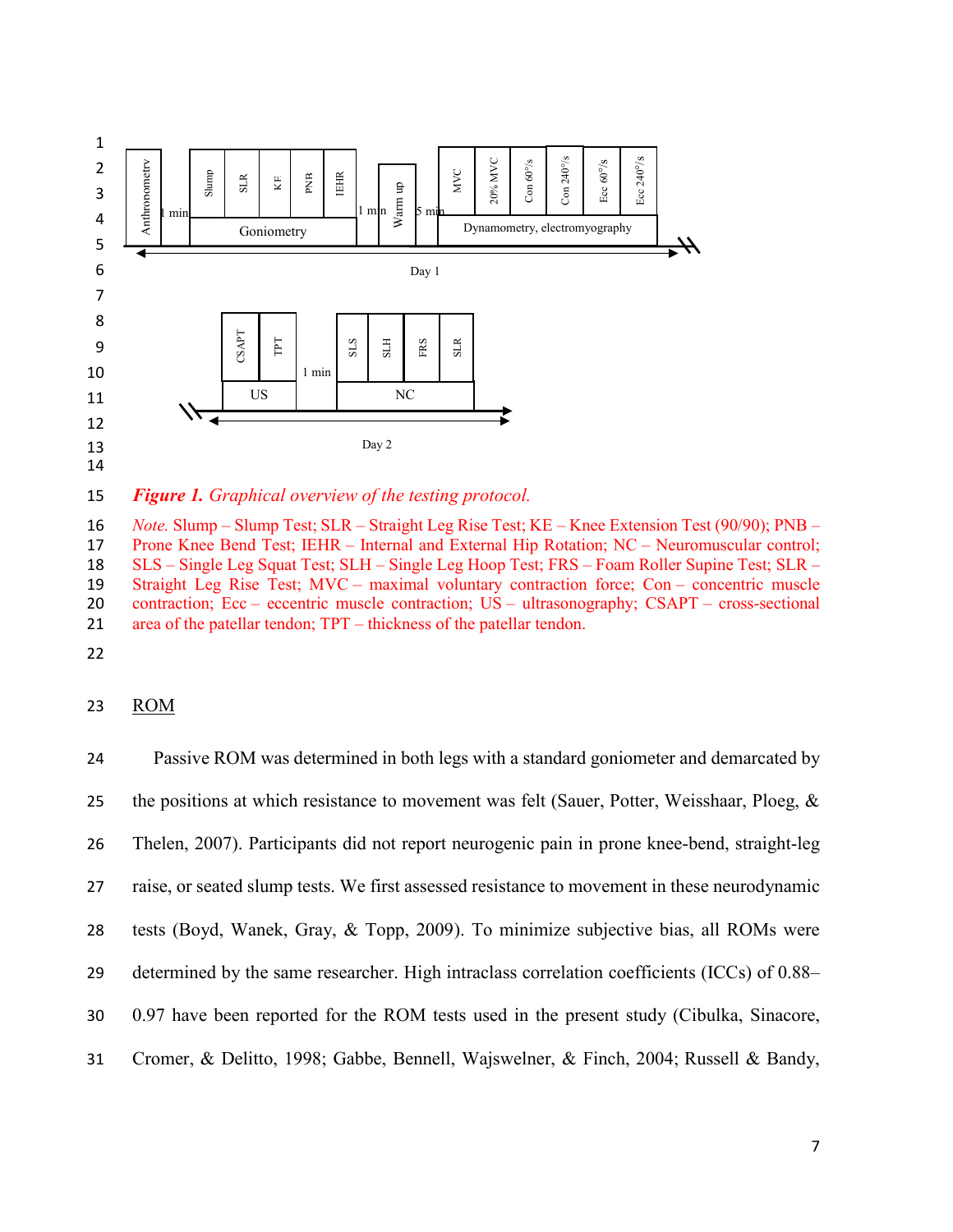*Figure 1. Graphical overview of the testing protocol.*

*Note.* Slump – Slump Test; SLR – Straight Leg Rise Test; KE – Knee Extension Test (90/90); PNB – Prone Knee Bend Test; IEHR – Internal and External Hip Rotation; NC – Neuromuscular control; SLS – Single Leg Squat Test; SLH – Single Leg Hoop Test; FRS – Foam Roller Supine Test; SLR – Straight Leg Rise Test; MVC – maximal voluntary contraction force; Con – concentric muscle contraction; Ecc – eccentric muscle contraction; US – ultrasonography; CSAPT – cross-sectional area of the patellar tendon; TPT – thickness of the patellar tendon.

## ROM

Passive ROM was determined in both legs with a standard goniometer and demarcated by the positions at which resistance to movement was felt (Sauer, Potter, Weisshaar, Ploeg, & Thelen, 2007). Participants did not report neurogenic pain in prone knee-bend, straight-leg raise, or seated slump tests. We first assessed resistance to movement in these neurodynamic tests (Boyd, Wanek, Gray, & Topp, 2009). To minimize subjective bias, all ROMs were determined by the same researcher. High intraclass correlation coefficients (ICCs) of 0.88–0.97 have been reported for the ROM tests used in the present study (Cibulka, Sinacore, Cromer, & Delitto, 1998; Gabbe, Bennell, Wajswelner, & Finch, 2004; Russell & Bandy,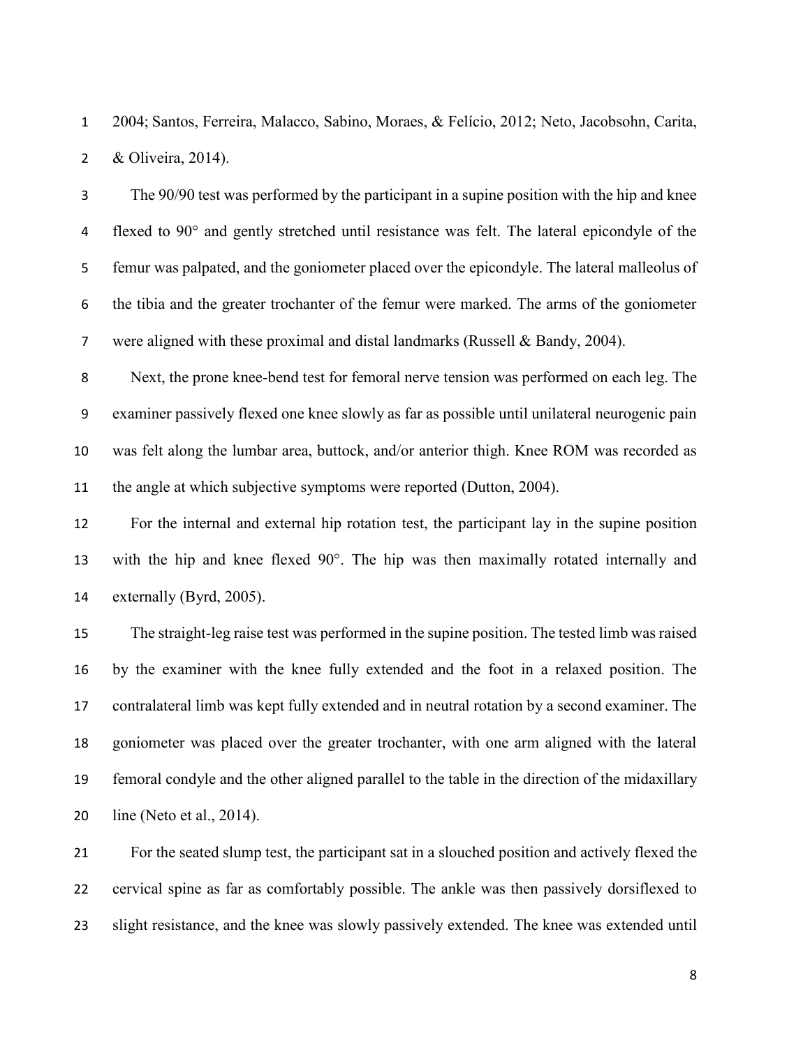2004; Santos, Ferreira, Malacco, Sabino, Moraes, & Felício, 2012; Neto, Jacobsohn, Carita, & Oliveira, 2014).

The 90/90 test was performed by the participant in a supine position with the hip and knee flexed to 90° and gently stretched until resistance was felt. The lateral epicondyle of the femur was palpated, and the goniometer placed over the epicondyle. The lateral malleolus of the tibia and the greater trochanter of the femur were marked. The arms of the goniometer were aligned with these proximal and distal landmarks (Russell & Bandy, 2004).

Next, the prone knee-bend test for femoral nerve tension was performed on each leg. The examiner passively flexed one knee slowly as far as possible until unilateral neurogenic pain was felt along the lumbar area, buttock, and/or anterior thigh. Knee ROM was recorded as the angle at which subjective symptoms were reported (Dutton, 2004).

For the internal and external hip rotation test, the participant lay in the supine position with the hip and knee flexed 90°. The hip was then maximally rotated internally and externally (Byrd, 2005).

The straight-leg raise test was performed in the supine position. The tested limb was raised by the examiner with the knee fully extended and the foot in a relaxed position. The contralateral limb was kept fully extended and in neutral rotation by a second examiner. The goniometer was placed over the greater trochanter, with one arm aligned with the lateral femoral condyle and the other aligned parallel to the table in the direction of the midaxillary line (Neto et al., 2014).

For the seated slump test, the participant sat in a slouched position and actively flexed the cervical spine as far as comfortably possible. The ankle was then passively dorsiflexed to slight resistance, and the knee was slowly passively extended. The knee was extended until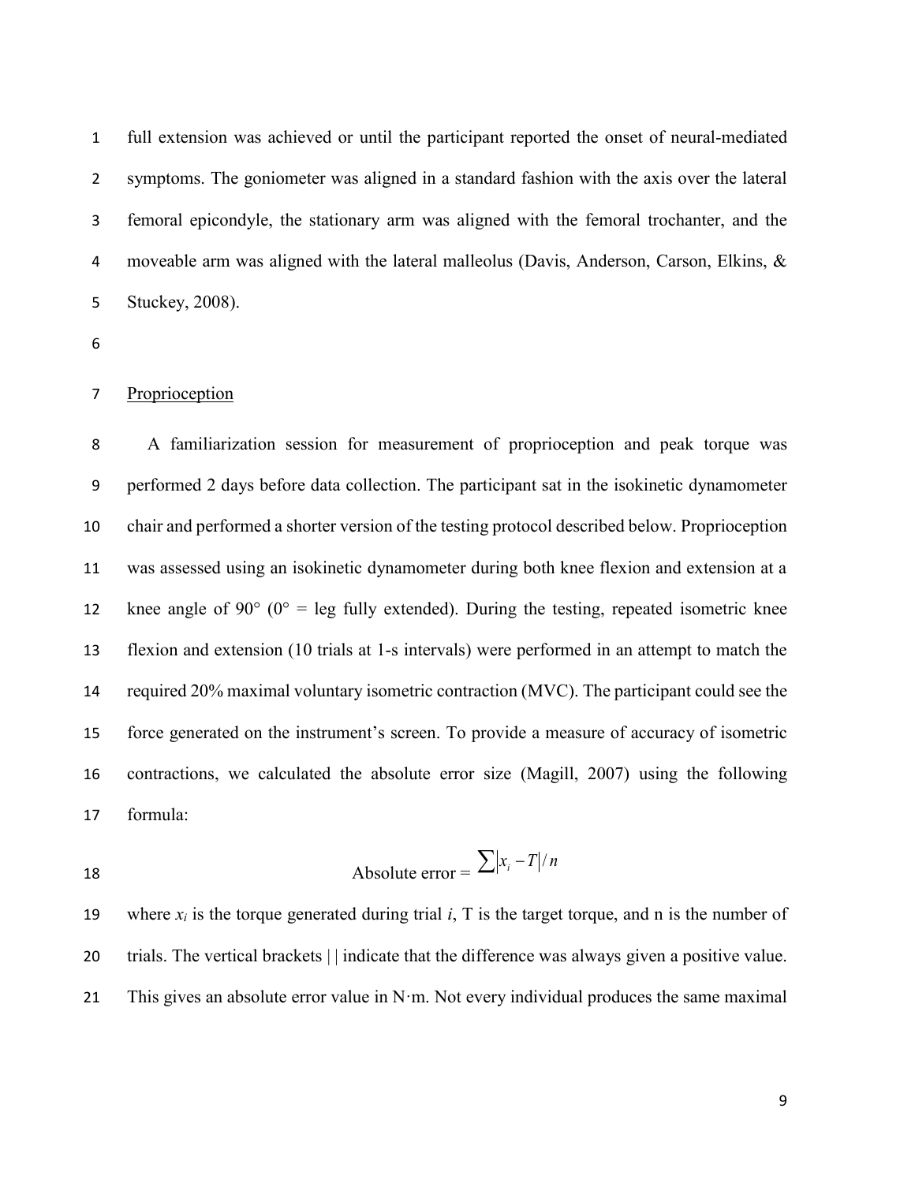full extension was achieved or until the participant reported the onset of neural-mediated symptoms. The goniometer was aligned in a standard fashion with the axis over the lateral femoral epicondyle, the stationary arm was aligned with the femoral trochanter, and the moveable arm was aligned with the lateral malleolus (Davis, Anderson, Carson, Elkins, & Stuckey, 2008).

Proprioception

A familiarization session for measurement of proprioception and peak torque was performed 2 days before data collection. The participant sat in the isokinetic dynamometer chair and performed a shorter version of the testing protocol described below. Proprioception was assessed using an isokinetic dynamometer during both knee flexion and extension at a knee angle of 90° (0° = leg fully extended). During the testing, repeated isometric knee flexion and extension (10 trials at 1-s intervals) were performed in an attempt to match the required 20% maximal voluntary isometric contraction (MVC). The participant could see the force generated on the instrument's screen. To provide a measure of accuracy of isometric contractions, we calculated the absolute error size (Magill, 2007) using the following formula:

$$\text{Absolute error} = \sum |x_i - T| / n$$

where $x_i$ is the torque generated during trial $i$, T is the target torque, and n is the number of trials. The vertical brackets | | indicate that the difference was always given a positive value. This gives an absolute error value in N·m. Not every individual produces the same maximal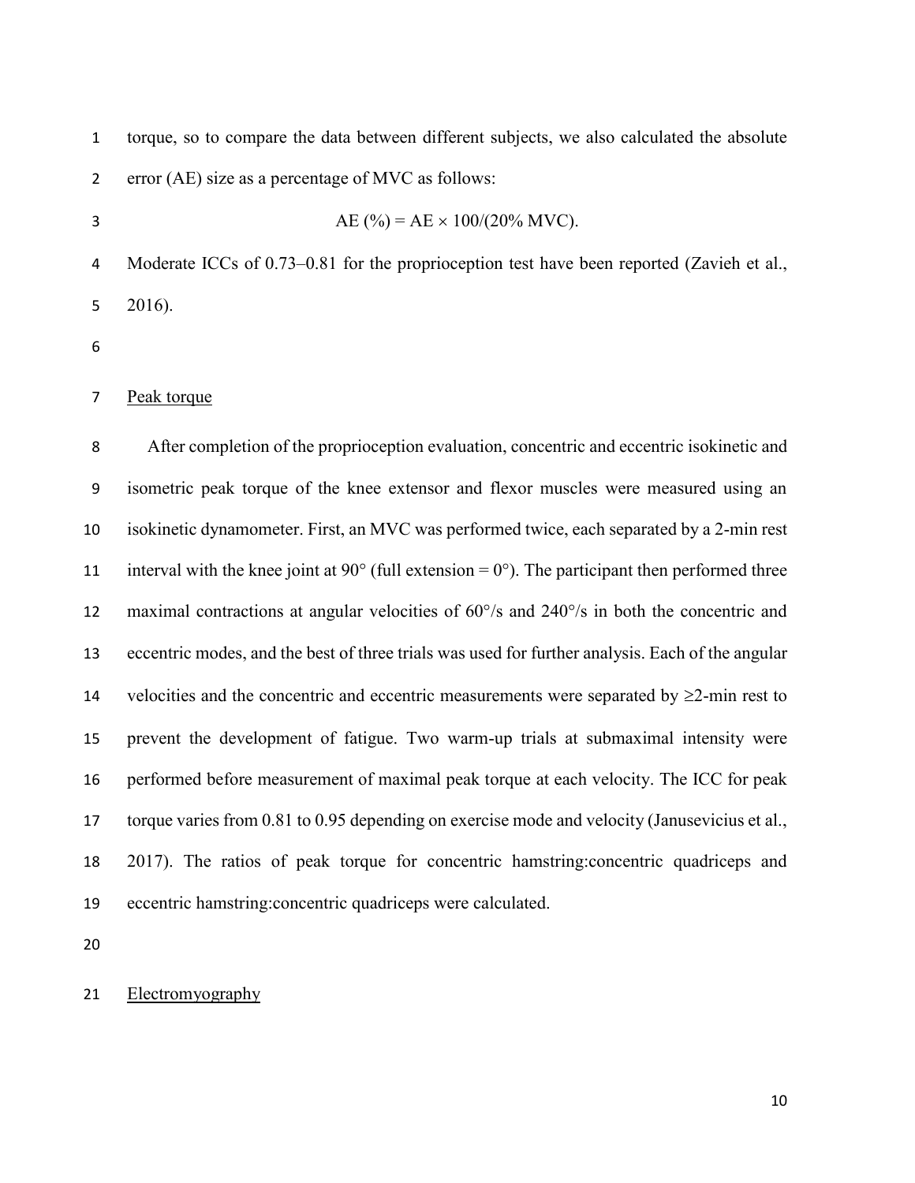torque, so to compare the data between different subjects, we also calculated the absolute error (AE) size as a percentage of MVC as follows:

$$AE\ (\%) = AE \times 100/(20\%\ MVC).$$

Moderate ICCs of 0.73–0.81 for the proprioception test have been reported (Zavieh et al., 2016).

Peak torque

After completion of the proprioception evaluation, concentric and eccentric isokinetic and isometric peak torque of the knee extensor and flexor muscles were measured using an isokinetic dynamometer. First, an MVC was performed twice, each separated by a 2-min rest interval with the knee joint at 90° (full extension = 0°). The participant then performed three maximal contractions at angular velocities of 60°/s and 240°/s in both the concentric and eccentric modes, and the best of three trials was used for further analysis. Each of the angular velocities and the concentric and eccentric measurements were separated by ≥2-min rest to prevent the development of fatigue. Two warm-up trials at submaximal intensity were performed before measurement of maximal peak torque at each velocity. The ICC for peak torque varies from 0.81 to 0.95 depending on exercise mode and velocity (Janusevicius et al., 2017). The ratios of peak torque for concentric hamstring:concentric quadriceps and eccentric hamstring:concentric quadriceps were calculated.

Electromyography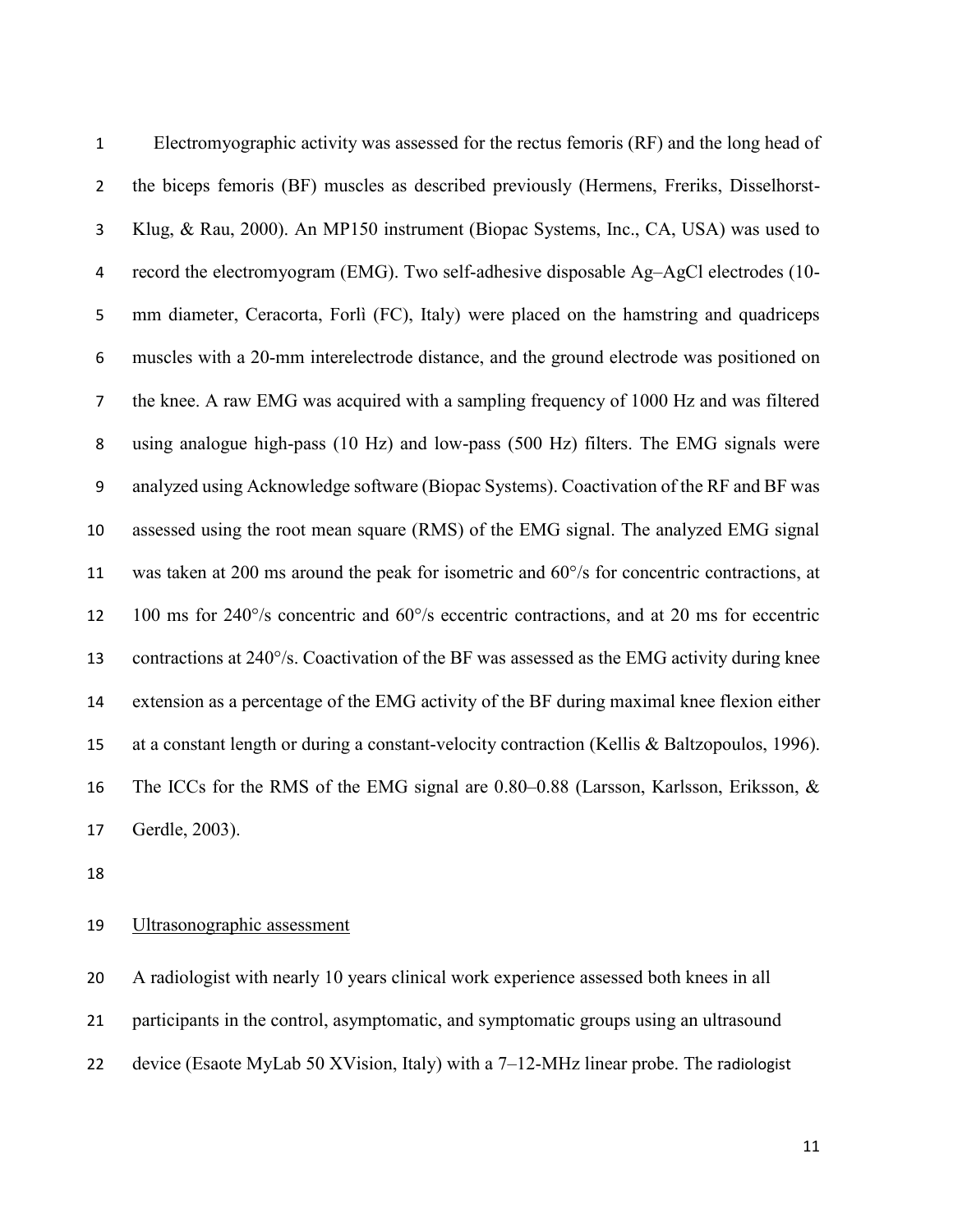Electromyographic activity was assessed for the rectus femoris (RF) and the long head of the biceps femoris (BF) muscles as described previously (Hermens, Freriks, Disselhorst-Klug, & Rau, 2000). An MP150 instrument (Biopac Systems, Inc., CA, USA) was used to record the electromyogram (EMG). Two self-adhesive disposable Ag–AgCl electrodes (10-mm diameter, Ceracorta, Forlì (FC), Italy) were placed on the hamstring and quadriceps muscles with a 20-mm interelectrode distance, and the ground electrode was positioned on the knee. A raw EMG was acquired with a sampling frequency of 1000 Hz and was filtered using analogue high-pass (10 Hz) and low-pass (500 Hz) filters. The EMG signals were analyzed using Acknowledge software (Biopac Systems). Coactivation of the RF and BF was assessed using the root mean square (RMS) of the EMG signal. The analyzed EMG signal was taken at 200 ms around the peak for isometric and 60°/s for concentric contractions, at 100 ms for 240°/s concentric and 60°/s eccentric contractions, and at 20 ms for eccentric contractions at 240°/s. Coactivation of the BF was assessed as the EMG activity during knee extension as a percentage of the EMG activity of the BF during maximal knee flexion either at a constant length or during a constant-velocity contraction (Kellis & Baltzopoulos, 1996). The ICCs for the RMS of the EMG signal are 0.80–0.88 (Larsson, Karlsson, Eriksson, & Gerdle, 2003).

Ultrasonographic assessment

A radiologist with nearly 10 years clinical work experience assessed both knees in all participants in the control, asymptomatic, and symptomatic groups using an ultrasound device (Esaote MyLab 50 XVision, Italy) with a 7–12-MHz linear probe. The radiologist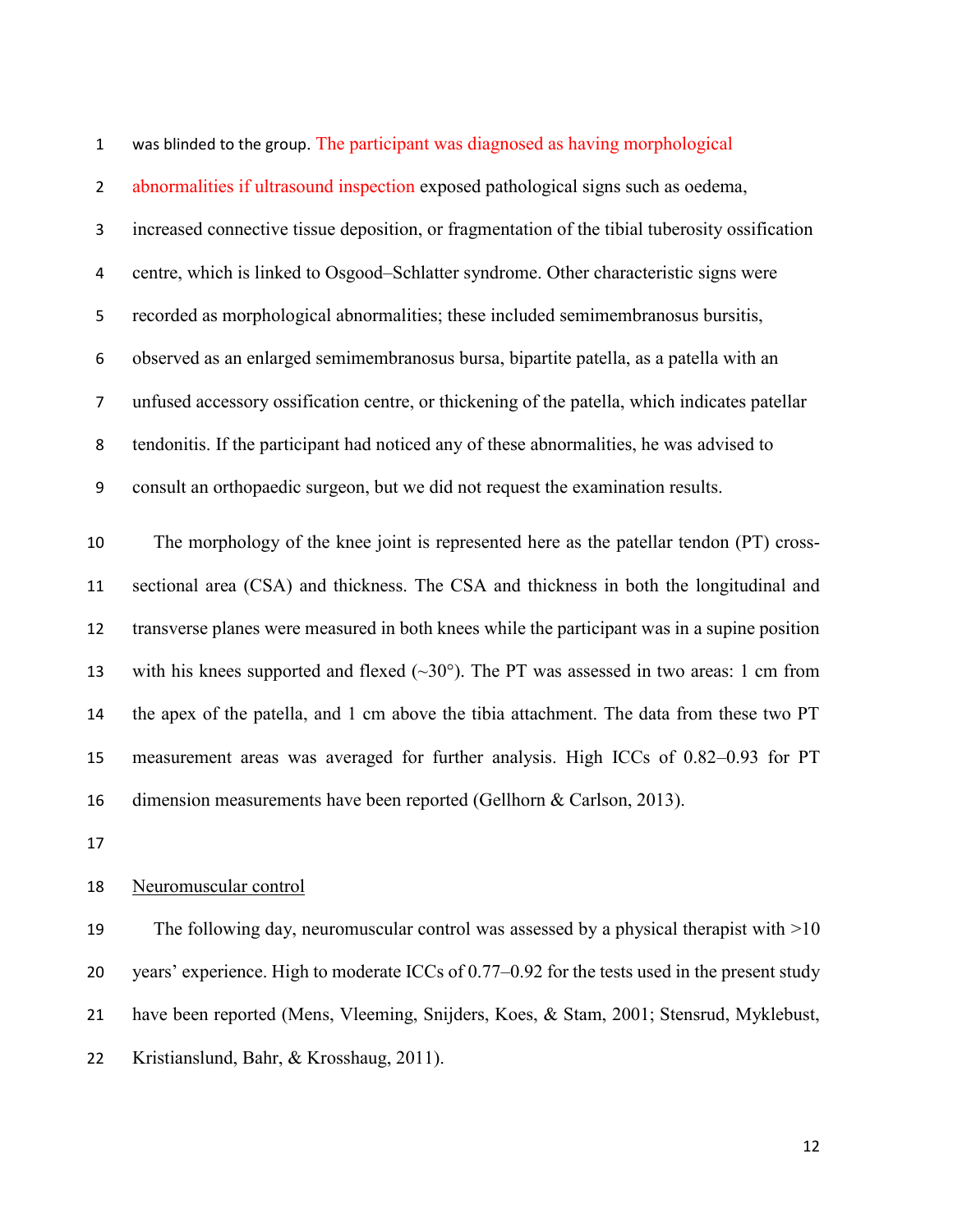was blinded to the group. The participant was diagnosed as having morphological abnormalities if ultrasound inspection exposed pathological signs such as oedema, increased connective tissue deposition, or fragmentation of the tibial tuberosity ossification centre, which is linked to Osgood–Schlatter syndrome. Other characteristic signs were recorded as morphological abnormalities; these included semimembranosus bursitis, observed as an enlarged semimembranosus bursa, bipartite patella, as a patella with an unfused accessory ossification centre, or thickening of the patella, which indicates patellar tendonitis. If the participant had noticed any of these abnormalities, he was advised to consult an orthopaedic surgeon, but we did not request the examination results.

The morphology of the knee joint is represented here as the patellar tendon (PT) cross-sectional area (CSA) and thickness. The CSA and thickness in both the longitudinal and transverse planes were measured in both knees while the participant was in a supine position with his knees supported and flexed (~30°). The PT was assessed in two areas: 1 cm from the apex of the patella, and 1 cm above the tibia attachment. The data from these two PT measurement areas was averaged for further analysis. High ICCs of 0.82–0.93 for PT dimension measurements have been reported (Gellhorn & Carlson, 2013).

Neuromuscular control

The following day, neuromuscular control was assessed by a physical therapist with >10 years' experience. High to moderate ICCs of 0.77–0.92 for the tests used in the present study have been reported (Mens, Vleeming, Snijders, Koes, & Stam, 2001; Stensrud, Myklebust, Kristianslund, Bahr, & Krosshaug, 2011).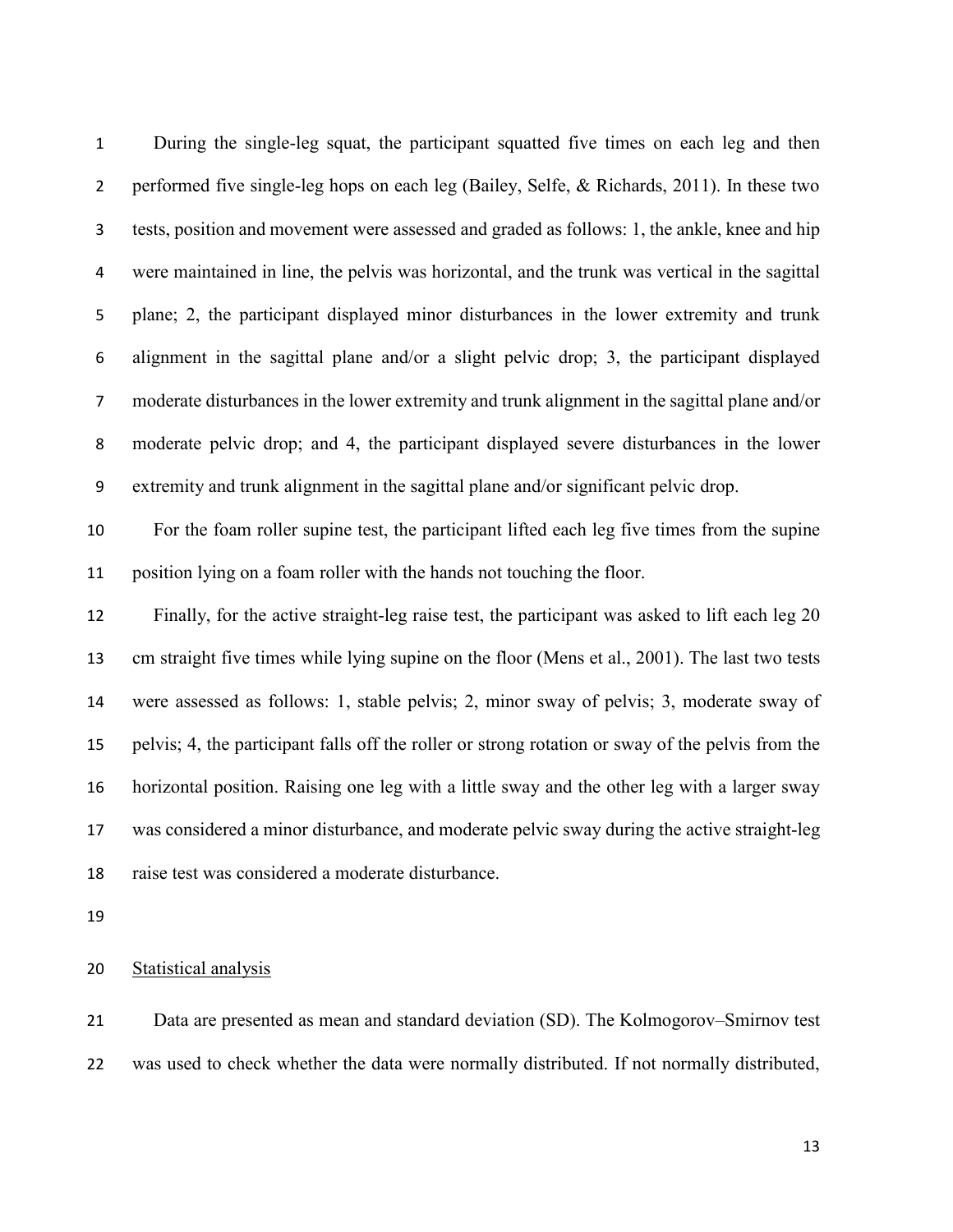During the single-leg squat, the participant squatted five times on each leg and then performed five single-leg hops on each leg (Bailey, Selfe, & Richards, 2011). In these two tests, position and movement were assessed and graded as follows: 1, the ankle, knee and hip were maintained in line, the pelvis was horizontal, and the trunk was vertical in the sagittal plane; 2, the participant displayed minor disturbances in the lower extremity and trunk alignment in the sagittal plane and/or a slight pelvic drop; 3, the participant displayed moderate disturbances in the lower extremity and trunk alignment in the sagittal plane and/or moderate pelvic drop; and 4, the participant displayed severe disturbances in the lower extremity and trunk alignment in the sagittal plane and/or significant pelvic drop.

For the foam roller supine test, the participant lifted each leg five times from the supine position lying on a foam roller with the hands not touching the floor.

Finally, for the active straight-leg raise test, the participant was asked to lift each leg 20 cm straight five times while lying supine on the floor (Mens et al., 2001). The last two tests were assessed as follows: 1, stable pelvis; 2, minor sway of pelvis; 3, moderate sway of pelvis; 4, the participant falls off the roller or strong rotation or sway of the pelvis from the horizontal position. Raising one leg with a little sway and the other leg with a larger sway was considered a minor disturbance, and moderate pelvic sway during the active straight-leg raise test was considered a moderate disturbance.

## Statistical analysis

Data are presented as mean and standard deviation (SD). The Kolmogorov–Smirnov test was used to check whether the data were normally distributed. If not normally distributed,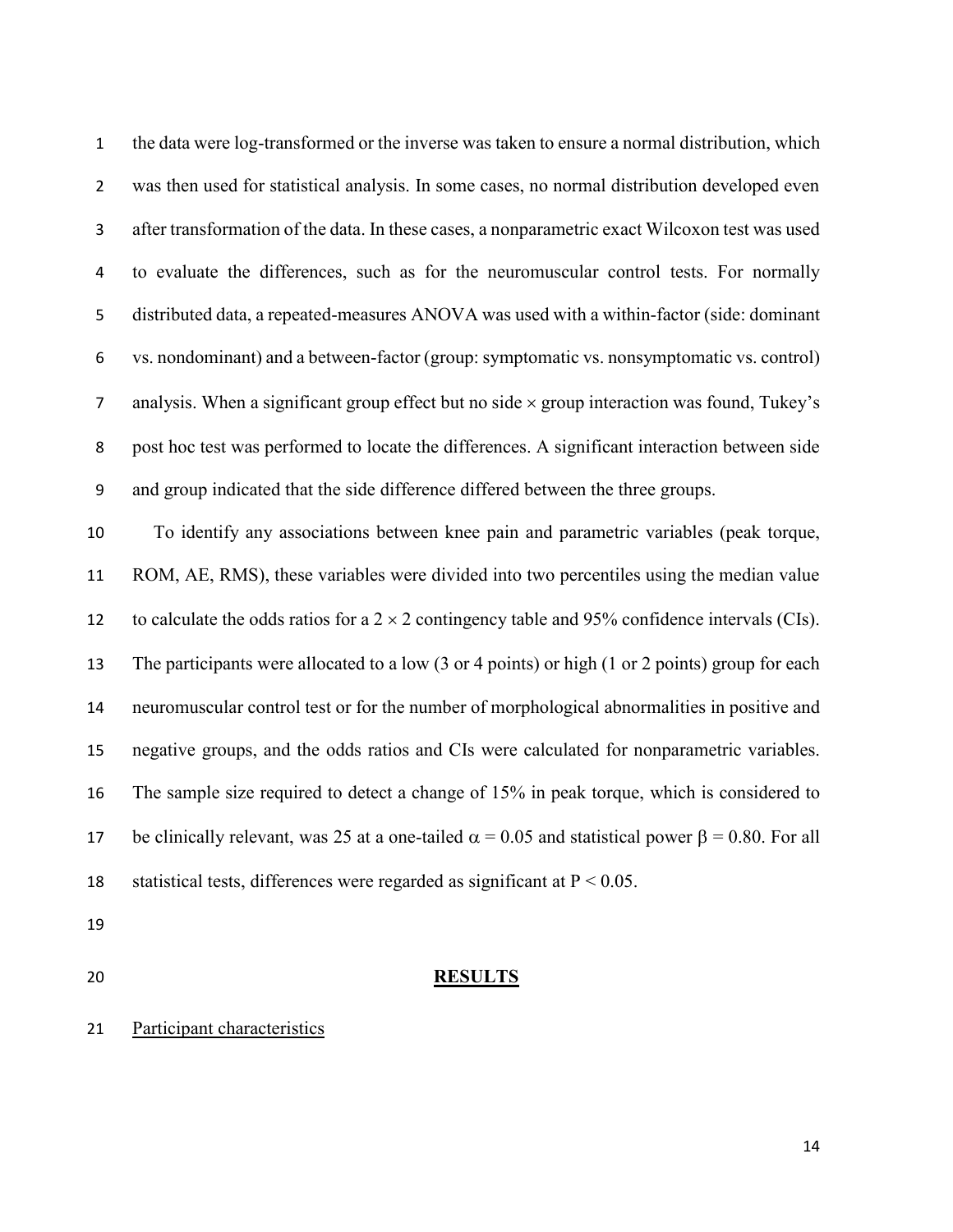the data were log-transformed or the inverse was taken to ensure a normal distribution, which was then used for statistical analysis. In some cases, no normal distribution developed even after transformation of the data. In these cases, a nonparametric exact Wilcoxon test was used to evaluate the differences, such as for the neuromuscular control tests. For normally distributed data, a repeated-measures ANOVA was used with a within-factor (side: dominant vs. nondominant) and a between-factor (group: symptomatic vs. nonsymptomatic vs. control) analysis. When a significant group effect but no side $\times$ group interaction was found, Tukey's post hoc test was performed to locate the differences. A significant interaction between side and group indicated that the side difference differed between the three groups.

To identify any associations between knee pain and parametric variables (peak torque, ROM, AE, RMS), these variables were divided into two percentiles using the median value to calculate the odds ratios for a $2 \times 2$ contingency table and 95% confidence intervals (CIs). The participants were allocated to a low (3 or 4 points) or high (1 or 2 points) group for each neuromuscular control test or for the number of morphological abnormalities in positive and negative groups, and the odds ratios and CIs were calculated for nonparametric variables. The sample size required to detect a change of 15% in peak torque, which is considered to be clinically relevant, was 25 at a one-tailed $\alpha = 0.05$ and statistical power $\beta = 0.80$. For all statistical tests, differences were regarded as significant at $P < 0.05$.

## RESULTS

Participant characteristics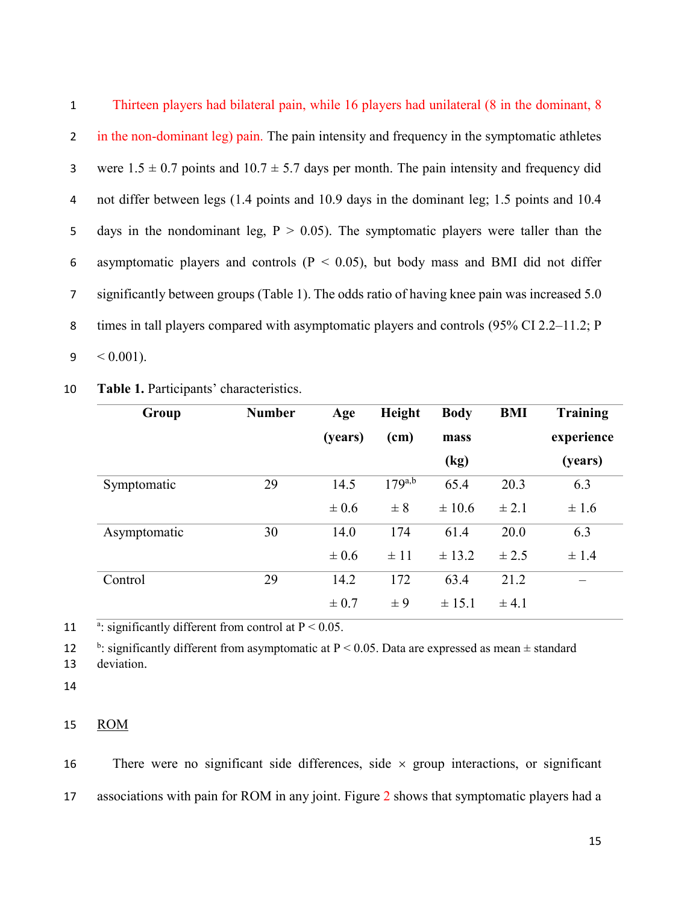Thirteen players had bilateral pain, while 16 players had unilateral (8 in the dominant, 8 in the non-dominant leg) pain. The pain intensity and frequency in the symptomatic athletes were 1.5 ± 0.7 points and 10.7 ± 5.7 days per month. The pain intensity and frequency did not differ between legs (1.4 points and 10.9 days in the dominant leg; 1.5 points and 10.4 days in the nondominant leg, P > 0.05). The symptomatic players were taller than the asymptomatic players and controls (P < 0.05), but body mass and BMI did not differ significantly between groups (Table 1). The odds ratio of having knee pain was increased 5.0 times in tall players compared with asymptomatic players and controls (95% CI 2.2–11.2; P < 0.001).

**Table 1.** Participants' characteristics.

| Group | Number | Age (years) | Height (cm) | Body mass (kg) | BMI | Training experience (years) |
|---|---|---|---|---|---|---|
| Symptomatic | 29 | 14.5 ± 0.6 | 179[a,b] ± 8 | 65.4 ± 10.6 | 20.3 ± 2.1 | 6.3 ± 1.6 |
| Asymptomatic | 30 | 14.0 ± 0.6 | 174 ± 11 | 61.4 ± 13.2 | 20.0 ± 2.5 | 6.3 ± 1.4 |
| Control | 29 | 14.2 ± 0.7 | 172 ± 9 | 63.4 ± 15.1 | 21.2 ± 4.1 | – |

[a]: significantly different from control at P < 0.05.

[b]: significantly different from asymptomatic at P < 0.05. Data are expressed as mean ± standard deviation.

ROM

There were no significant side differences, side × group interactions, or significant associations with pain for ROM in any joint. Figure 2 shows that symptomatic players had a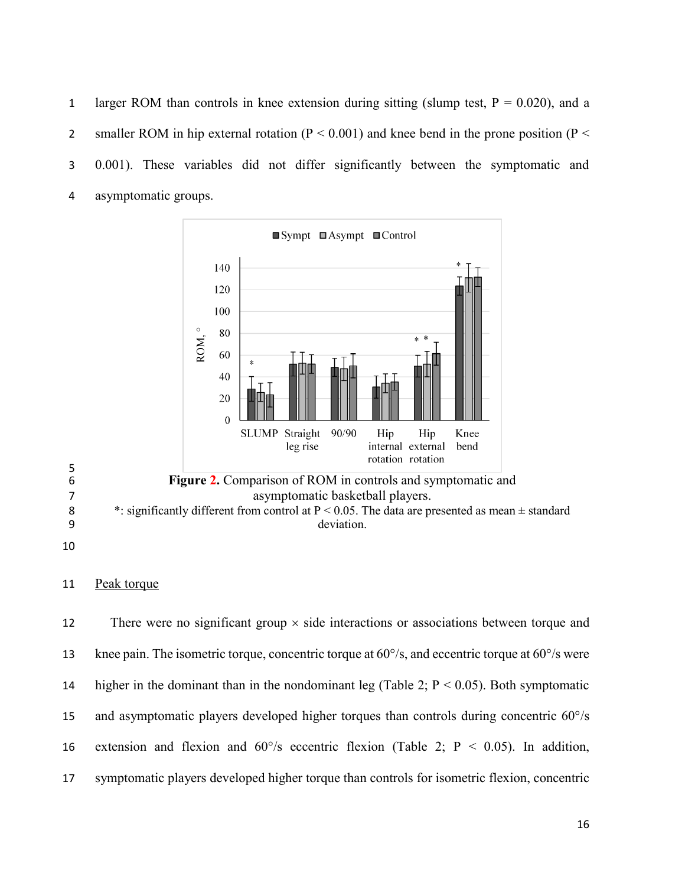larger ROM than controls in knee extension during sitting (slump test, $P = 0.020$), and a smaller ROM in hip external rotation ($P < 0.001$) and knee bend in the prone position ($P < 0.001$). These variables did not differ significantly between the symptomatic and asymptomatic groups.

**Figure 2.** Comparison of ROM in controls and symptomatic and asymptomatic basketball players.
*: significantly different from control at $P < 0.05$. The data are presented as mean ± standard deviation.

## Peak torque

There were no significant group × side interactions or associations between torque and knee pain. The isometric torque, concentric torque at 60°/s, and eccentric torque at 60°/s were higher in the dominant than in the nondominant leg (Table 2; $P < 0.05$). Both symptomatic and asymptomatic players developed higher torques than controls during concentric 60°/s extension and flexion and 60°/s eccentric flexion (Table 2; $P < 0.05$). In addition, symptomatic players developed higher torque than controls for isometric flexion, concentric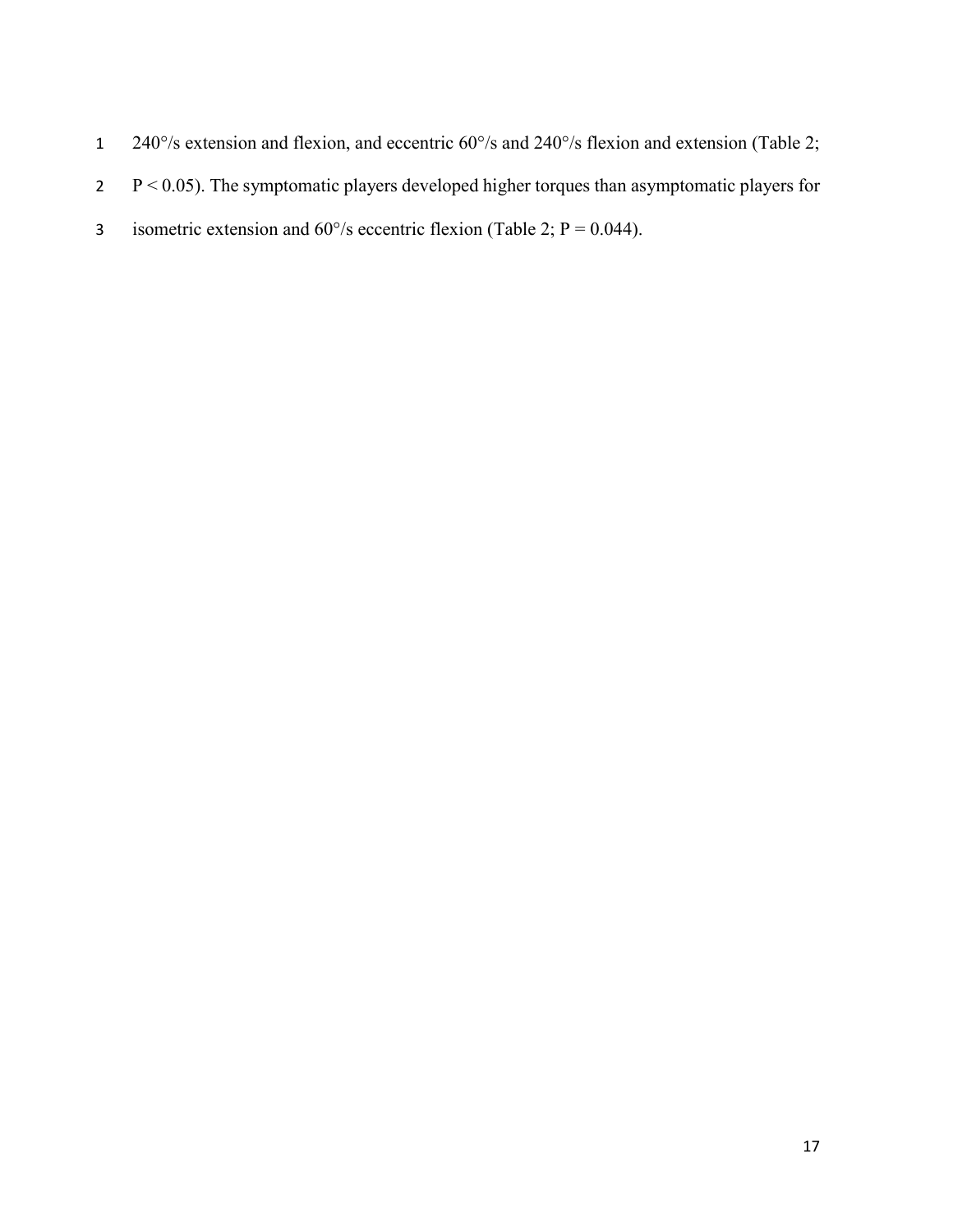240°/s extension and flexion, and eccentric 60°/s and 240°/s flexion and extension (Table 2; $P < 0.05$). The symptomatic players developed higher torques than asymptomatic players for isometric extension and 60°/s eccentric flexion (Table 2; $P = 0.044$).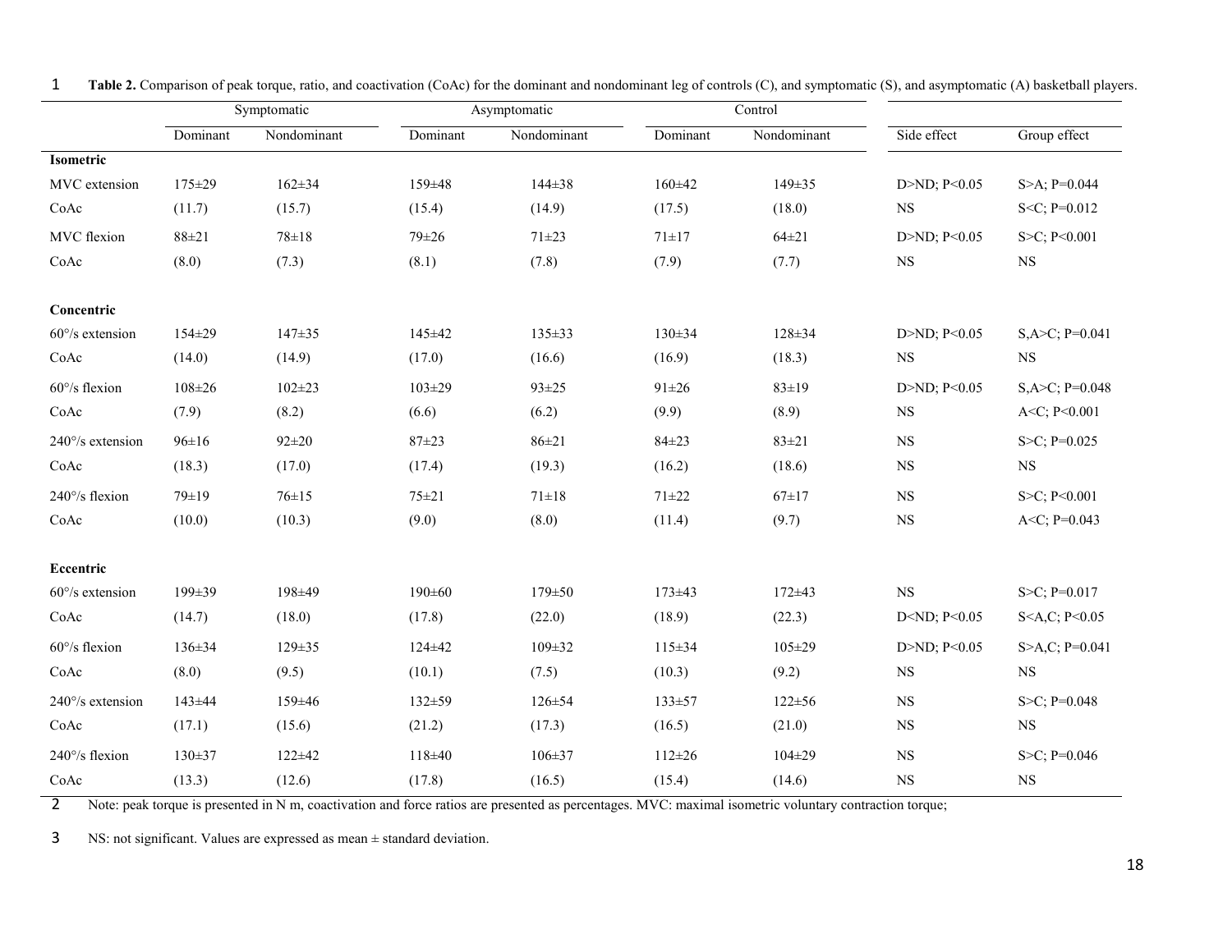**Table 2.** Comparison of peak torque, ratio, and coactivation (CoAc) for the dominant and nondominant leg of controls (C), and symptomatic (S), and asymptomatic (A) basketball players.

| | Symptomatic | | Asymptomatic | | Control | | | |
|---|---|---|---|---|---|---|---|---|
| | Dominant | Nondominant | Dominant | Nondominant | Dominant | Nondominant | Side effect | Group effect |
| **Isometric** | | | | | | | | |
| MVC extension | 175±29 | 162±34 | 159±48 | 144±38 | 160±42 | 149±35 | D>ND; P<0.05 | S>A; P=0.044 |
| CoAc | (11.7) | (15.7) | (15.4) | (14.9) | (17.5) | (18.0) | NS | S<C; P=0.012 |
| MVC flexion | 88±21 | 78±18 | 79±26 | 71±23 | 71±17 | 64±21 | D>ND; P<0.05 | S>C; P<0.001 |
| CoAc | (8.0) | (7.3) | (8.1) | (7.8) | (7.9) | (7.7) | NS | NS |
| **Concentric** | | | | | | | | |
| 60°/s extension | 154±29 | 147±35 | 145±42 | 135±33 | 130±34 | 128±34 | D>ND; P<0.05 | S,A>C; P=0.041 |
| CoAc | (14.0) | (14.9) | (17.0) | (16.6) | (16.9) | (18.3) | NS | NS |
| 60°/s flexion | 108±26 | 102±23 | 103±29 | 93±25 | 91±26 | 83±19 | D>ND; P<0.05 | S,A>C; P=0.048 |
| CoAc | (7.9) | (8.2) | (6.6) | (6.2) | (9.9) | (8.9) | NS | A<C; P<0.001 |
| 240°/s extension | 96±16 | 92±20 | 87±23 | 86±21 | 84±23 | 83±21 | NS | S>C; P=0.025 |
| CoAc | (18.3) | (17.0) | (17.4) | (19.3) | (16.2) | (18.6) | NS | NS |
| 240°/s flexion | 79±19 | 76±15 | 75±21 | 71±18 | 71±22 | 67±17 | NS | S>C; P<0.001 |
| CoAc | (10.0) | (10.3) | (9.0) | (8.0) | (11.4) | (9.7) | NS | A<C; P=0.043 |
| **Eccentric** | | | | | | | | |
| 60°/s extension | 199±39 | 198±49 | 190±60 | 179±50 | 173±43 | 172±43 | NS | S>C; P=0.017 |
| CoAc | (14.7) | (18.0) | (17.8) | (22.0) | (18.9) | (22.3) | D<ND; P<0.05 | S<A,C; P<0.05 |
| 60°/s flexion | 136±34 | 129±35 | 124±42 | 109±32 | 115±34 | 105±29 | D>ND; P<0.05 | S>A,C; P=0.041 |
| CoAc | (8.0) | (9.5) | (10.1) | (7.5) | (10.3) | (9.2) | NS | NS |
| 240°/s extension | 143±44 | 159±46 | 132±59 | 126±54 | 133±57 | 122±56 | NS | S>C; P=0.048 |
| CoAc | (17.1) | (15.6) | (21.2) | (17.3) | (16.5) | (21.0) | NS | NS |
| 240°/s flexion | 130±37 | 122±42 | 118±40 | 106±37 | 112±26 | 104±29 | NS | S>C; P=0.046 |
| CoAc | (13.3) | (12.6) | (17.8) | (16.5) | (15.4) | (14.6) | NS | NS |

Note: peak torque is presented in N m, coactivation and force ratios are presented as percentages. MVC: maximal isometric voluntary contraction torque;

NS: not significant. Values are expressed as mean ± standard deviation.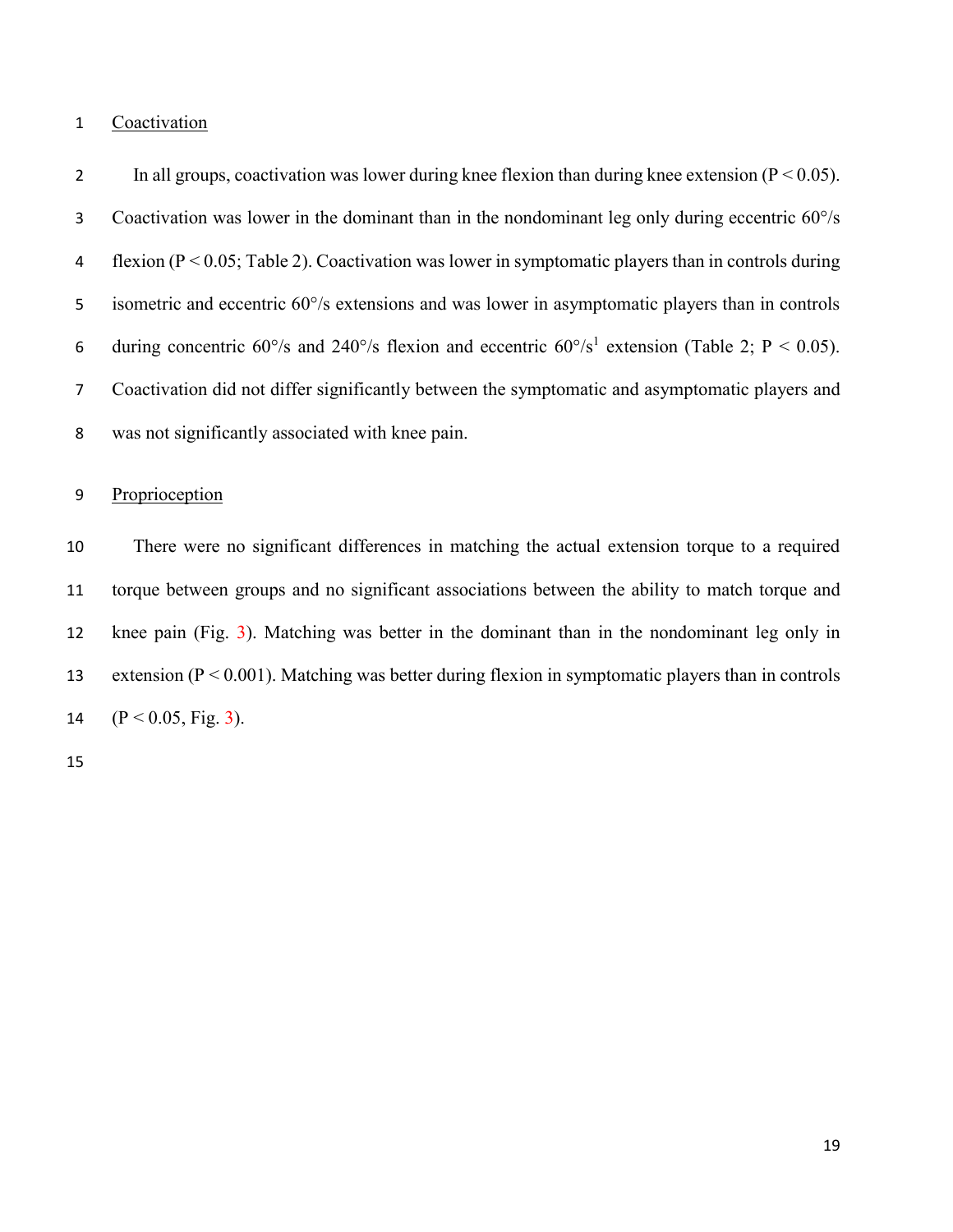Coactivation

In all groups, coactivation was lower during knee flexion than during knee extension ($P < 0.05$). Coactivation was lower in the dominant than in the nondominant leg only during eccentric 60°/s flexion ($P < 0.05$; Table 2). Coactivation was lower in symptomatic players than in controls during isometric and eccentric 60°/s extensions and was lower in asymptomatic players than in controls during concentric 60°/s and 240°/s flexion and eccentric 60°/s[1] extension (Table 2; $P < 0.05$). Coactivation did not differ significantly between the symptomatic and asymptomatic players and was not significantly associated with knee pain.

Proprioception

There were no significant differences in matching the actual extension torque to a required torque between groups and no significant associations between the ability to match torque and knee pain (Fig. 3). Matching was better in the dominant than in the nondominant leg only in extension ($P < 0.001$). Matching was better during flexion in symptomatic players than in controls ($P < 0.05$, Fig. 3).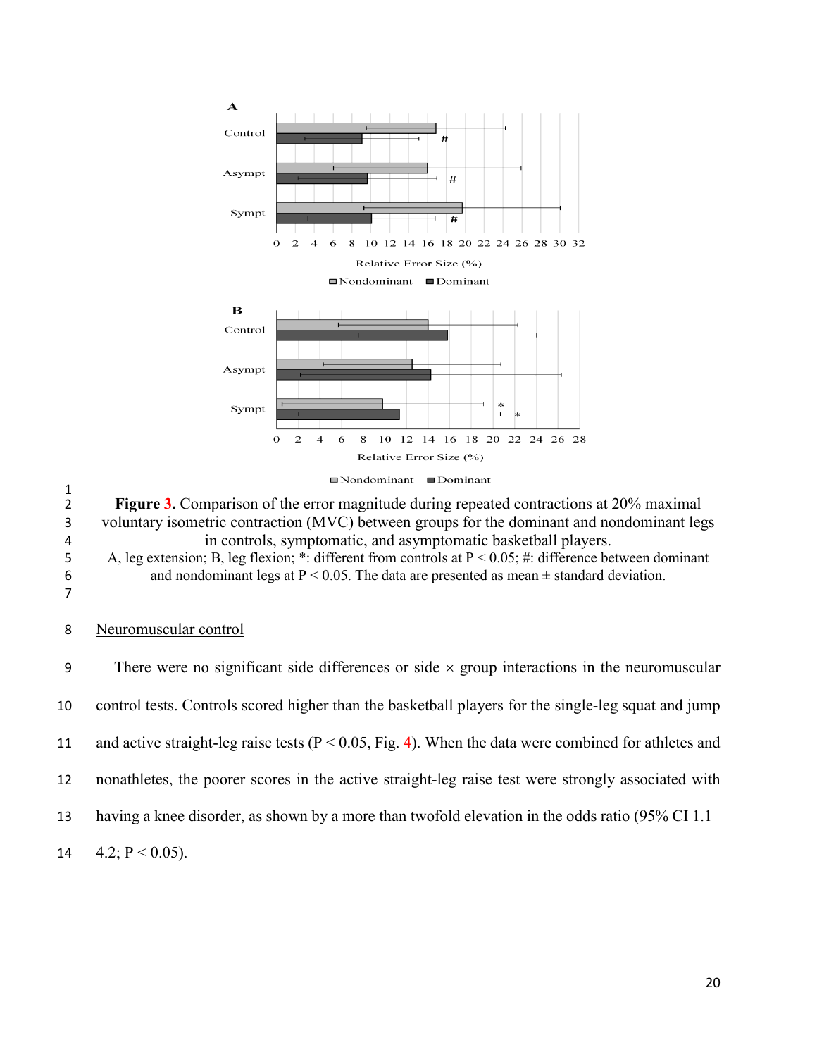Figure 3. Comparison of the error magnitude during repeated contractions at 20% maximal voluntary isometric contraction (MVC) between groups for the dominant and nondominant legs in controls, symptomatic, and asymptomatic basketball players.

A, leg extension; B, leg flexion; *: different from controls at P < 0.05; #: difference between dominant and nondominant legs at P < 0.05. The data are presented as mean ± standard deviation.

Neuromuscular control

There were no significant side differences or side × group interactions in the neuromuscular control tests. Controls scored higher than the basketball players for the single-leg squat and jump and active straight-leg raise tests (P < 0.05, Fig. 4). When the data were combined for athletes and nonathletes, the poorer scores in the active straight-leg raise test were strongly associated with having a knee disorder, as shown by a more than twofold elevation in the odds ratio (95% CI 1.1–4.2; P < 0.05).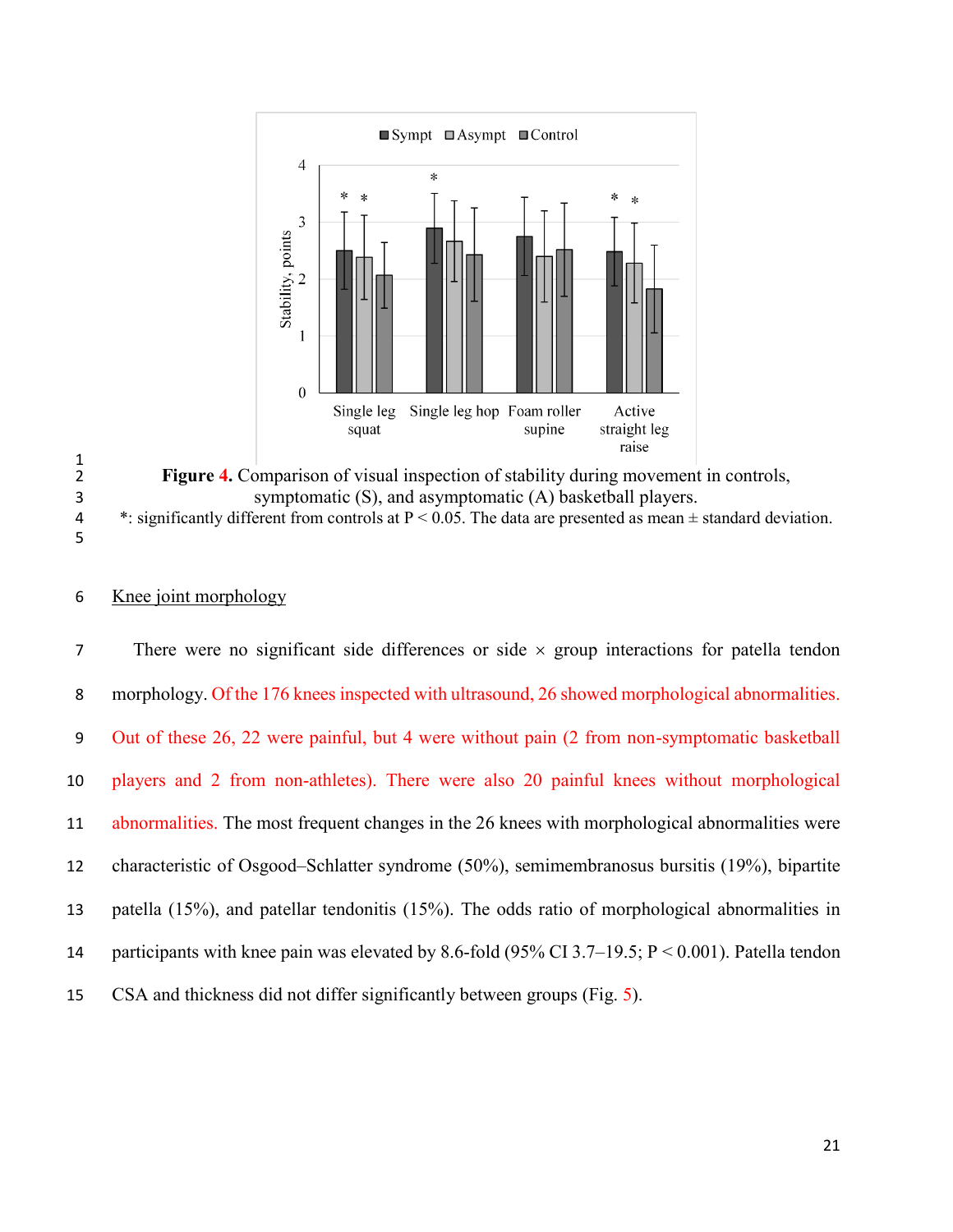**Figure 4.** Comparison of visual inspection of stability during movement in controls, symptomatic (S), and asymptomatic (A) basketball players.

*: significantly different from controls at P < 0.05. The data are presented as mean ± standard deviation.

Knee joint morphology

There were no significant side differences or side × group interactions for patella tendon morphology. Of the 176 knees inspected with ultrasound, 26 showed morphological abnormalities. Out of these 26, 22 were painful, but 4 were without pain (2 from non-symptomatic basketball players and 2 from non-athletes). There were also 20 painful knees without morphological abnormalities. The most frequent changes in the 26 knees with morphological abnormalities were characteristic of Osgood–Schlatter syndrome (50%), semimembranosus bursitis (19%), bipartite patella (15%), and patellar tendonitis (15%). The odds ratio of morphological abnormalities in participants with knee pain was elevated by 8.6-fold (95% CI 3.7–19.5; P < 0.001). Patella tendon CSA and thickness did not differ significantly between groups (Fig. 5).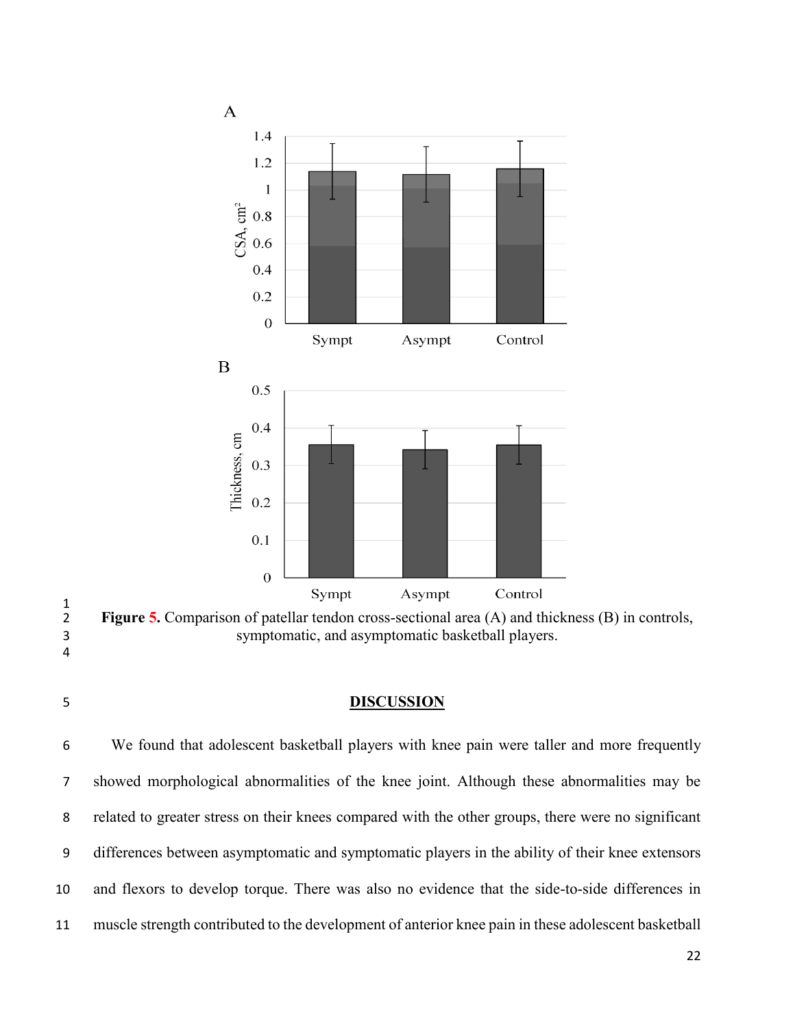**Figure 5.** Comparison of patellar tendon cross-sectional area (A) and thickness (B) in controls, symptomatic, and asymptomatic basketball players.

## DISCUSSION

We found that adolescent basketball players with knee pain were taller and more frequently showed morphological abnormalities of the knee joint. Although these abnormalities may be related to greater stress on their knees compared with the other groups, there were no significant differences between asymptomatic and symptomatic players in the ability of their knee extensors and flexors to develop torque. There was also no evidence that the side-to-side differences in muscle strength contributed to the development of anterior knee pain in these adolescent basketball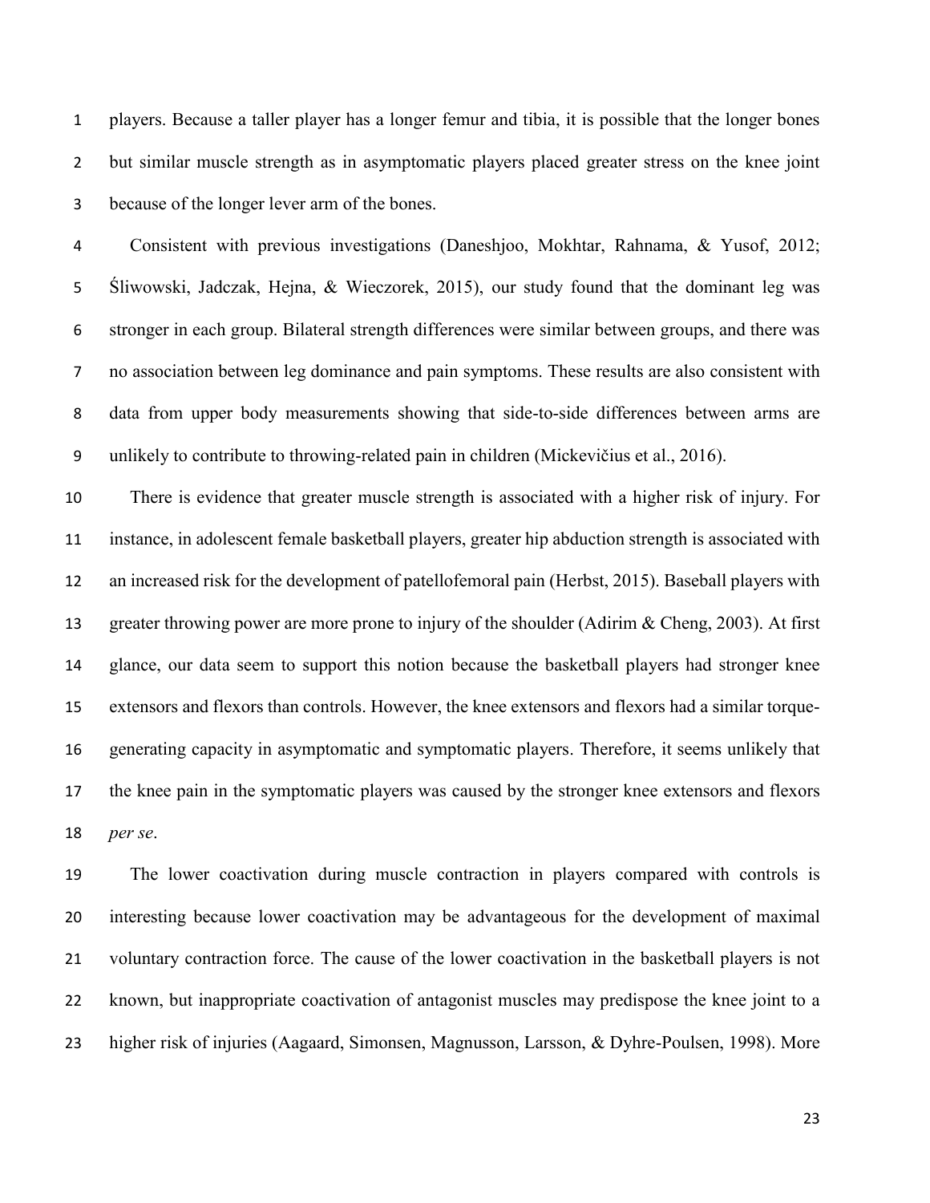players. Because a taller player has a longer femur and tibia, it is possible that the longer bones but similar muscle strength as in asymptomatic players placed greater stress on the knee joint because of the longer lever arm of the bones.

Consistent with previous investigations (Daneshjoo, Mokhtar, Rahnama, & Yusof, 2012; Śliwowski, Jadczak, Hejna, & Wieczorek, 2015), our study found that the dominant leg was stronger in each group. Bilateral strength differences were similar between groups, and there was no association between leg dominance and pain symptoms. These results are also consistent with data from upper body measurements showing that side-to-side differences between arms are unlikely to contribute to throwing-related pain in children (Mickevičius et al., 2016).

There is evidence that greater muscle strength is associated with a higher risk of injury. For instance, in adolescent female basketball players, greater hip abduction strength is associated with an increased risk for the development of patellofemoral pain (Herbst, 2015). Baseball players with greater throwing power are more prone to injury of the shoulder (Adirim & Cheng, 2003). At first glance, our data seem to support this notion because the basketball players had stronger knee extensors and flexors than controls. However, the knee extensors and flexors had a similar torque-generating capacity in asymptomatic and symptomatic players. Therefore, it seems unlikely that the knee pain in the symptomatic players was caused by the stronger knee extensors and flexors *per se*.

The lower coactivation during muscle contraction in players compared with controls is interesting because lower coactivation may be advantageous for the development of maximal voluntary contraction force. The cause of the lower coactivation in the basketball players is not known, but inappropriate coactivation of antagonist muscles may predispose the knee joint to a higher risk of injuries (Aagaard, Simonsen, Magnusson, Larsson, & Dyhre-Poulsen, 1998). More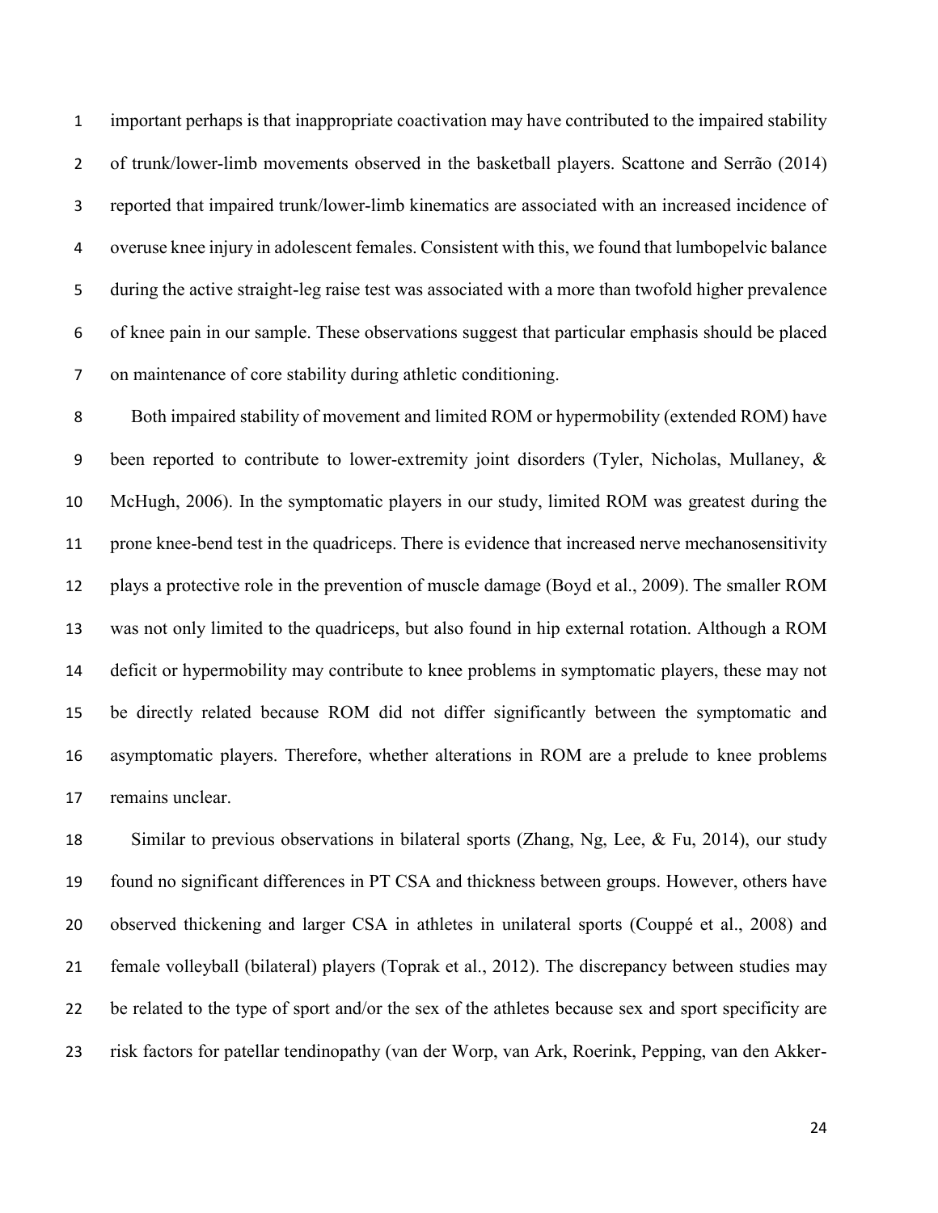important perhaps is that inappropriate coactivation may have contributed to the impaired stability of trunk/lower-limb movements observed in the basketball players. Scattone and Serrão (2014) reported that impaired trunk/lower-limb kinematics are associated with an increased incidence of overuse knee injury in adolescent females. Consistent with this, we found that lumbopelvic balance during the active straight-leg raise test was associated with a more than twofold higher prevalence of knee pain in our sample. These observations suggest that particular emphasis should be placed on maintenance of core stability during athletic conditioning.

Both impaired stability of movement and limited ROM or hypermobility (extended ROM) have been reported to contribute to lower-extremity joint disorders (Tyler, Nicholas, Mullaney, & McHugh, 2006). In the symptomatic players in our study, limited ROM was greatest during the prone knee-bend test in the quadriceps. There is evidence that increased nerve mechanosensitivity plays a protective role in the prevention of muscle damage (Boyd et al., 2009). The smaller ROM was not only limited to the quadriceps, but also found in hip external rotation. Although a ROM deficit or hypermobility may contribute to knee problems in symptomatic players, these may not be directly related because ROM did not differ significantly between the symptomatic and asymptomatic players. Therefore, whether alterations in ROM are a prelude to knee problems remains unclear.

Similar to previous observations in bilateral sports (Zhang, Ng, Lee, & Fu, 2014), our study found no significant differences in PT CSA and thickness between groups. However, others have observed thickening and larger CSA in athletes in unilateral sports (Couppé et al., 2008) and female volleyball (bilateral) players (Toprak et al., 2012). The discrepancy between studies may be related to the type of sport and/or the sex of the athletes because sex and sport specificity are risk factors for patellar tendinopathy (van der Worp, van Ark, Roerink, Pepping, van den Akker-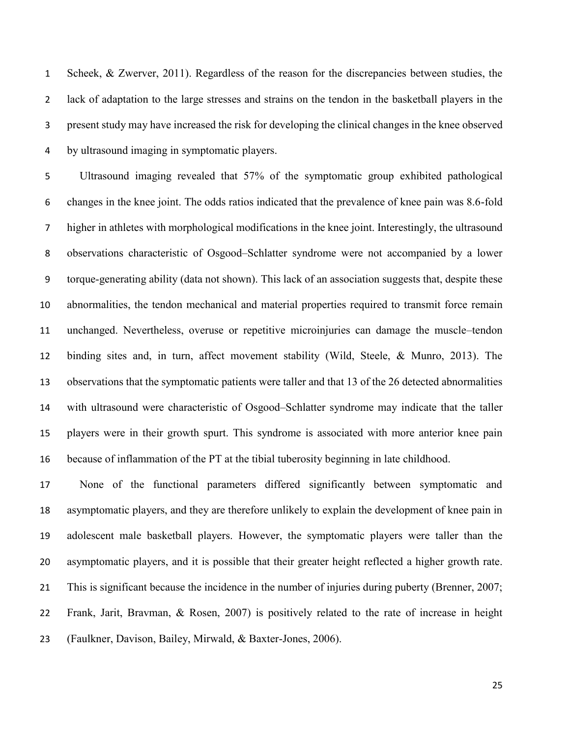Scheek, & Zwerver, 2011). Regardless of the reason for the discrepancies between studies, the lack of adaptation to the large stresses and strains on the tendon in the basketball players in the present study may have increased the risk for developing the clinical changes in the knee observed by ultrasound imaging in symptomatic players.

Ultrasound imaging revealed that 57% of the symptomatic group exhibited pathological changes in the knee joint. The odds ratios indicated that the prevalence of knee pain was 8.6-fold higher in athletes with morphological modifications in the knee joint. Interestingly, the ultrasound observations characteristic of Osgood–Schlatter syndrome were not accompanied by a lower torque-generating ability (data not shown). This lack of an association suggests that, despite these abnormalities, the tendon mechanical and material properties required to transmit force remain unchanged. Nevertheless, overuse or repetitive microinjuries can damage the muscle–tendon binding sites and, in turn, affect movement stability (Wild, Steele, & Munro, 2013). The observations that the symptomatic patients were taller and that 13 of the 26 detected abnormalities with ultrasound were characteristic of Osgood–Schlatter syndrome may indicate that the taller players were in their growth spurt. This syndrome is associated with more anterior knee pain because of inflammation of the PT at the tibial tuberosity beginning in late childhood.

None of the functional parameters differed significantly between symptomatic and asymptomatic players, and they are therefore unlikely to explain the development of knee pain in adolescent male basketball players. However, the symptomatic players were taller than the asymptomatic players, and it is possible that their greater height reflected a higher growth rate. This is significant because the incidence in the number of injuries during puberty (Brenner, 2007; Frank, Jarit, Bravman, & Rosen, 2007) is positively related to the rate of increase in height (Faulkner, Davison, Bailey, Mirwald, & Baxter-Jones, 2006).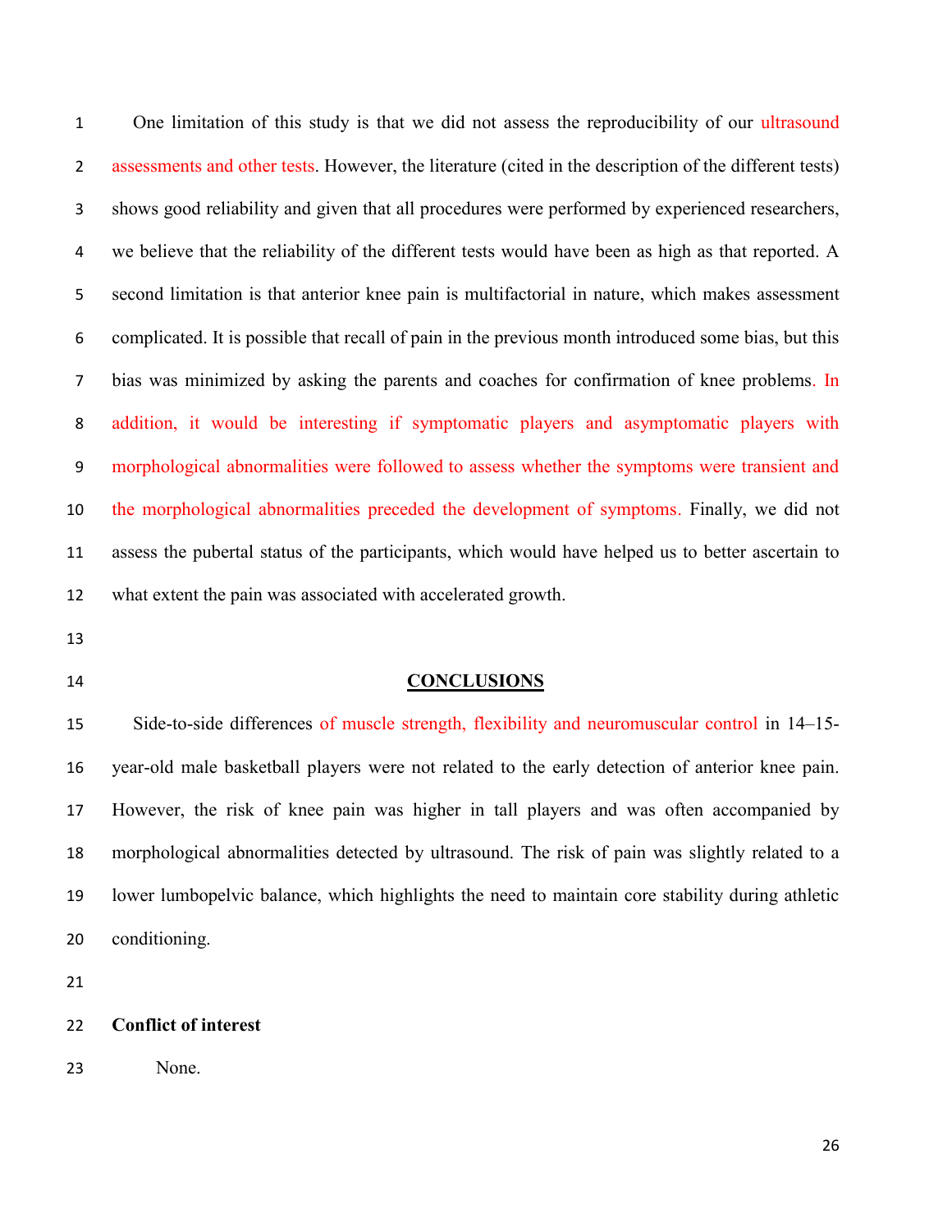One limitation of this study is that we did not assess the reproducibility of our ultrasound assessments and other tests. However, the literature (cited in the description of the different tests) shows good reliability and given that all procedures were performed by experienced researchers, we believe that the reliability of the different tests would have been as high as that reported. A second limitation is that anterior knee pain is multifactorial in nature, which makes assessment complicated. It is possible that recall of pain in the previous month introduced some bias, but this bias was minimized by asking the parents and coaches for confirmation of knee problems. In addition, it would be interesting if symptomatic players and asymptomatic players with morphological abnormalities were followed to assess whether the symptoms were transient and the morphological abnormalities preceded the development of symptoms. Finally, we did not assess the pubertal status of the participants, which would have helped us to better ascertain to what extent the pain was associated with accelerated growth.

## CONCLUSIONS

Side-to-side differences of muscle strength, flexibility and neuromuscular control in 14–15-year-old male basketball players were not related to the early detection of anterior knee pain. However, the risk of knee pain was higher in tall players and was often accompanied by morphological abnormalities detected by ultrasound. The risk of pain was slightly related to a lower lumbopelvic balance, which highlights the need to maintain core stability during athletic conditioning.

**Conflict of interest**

None.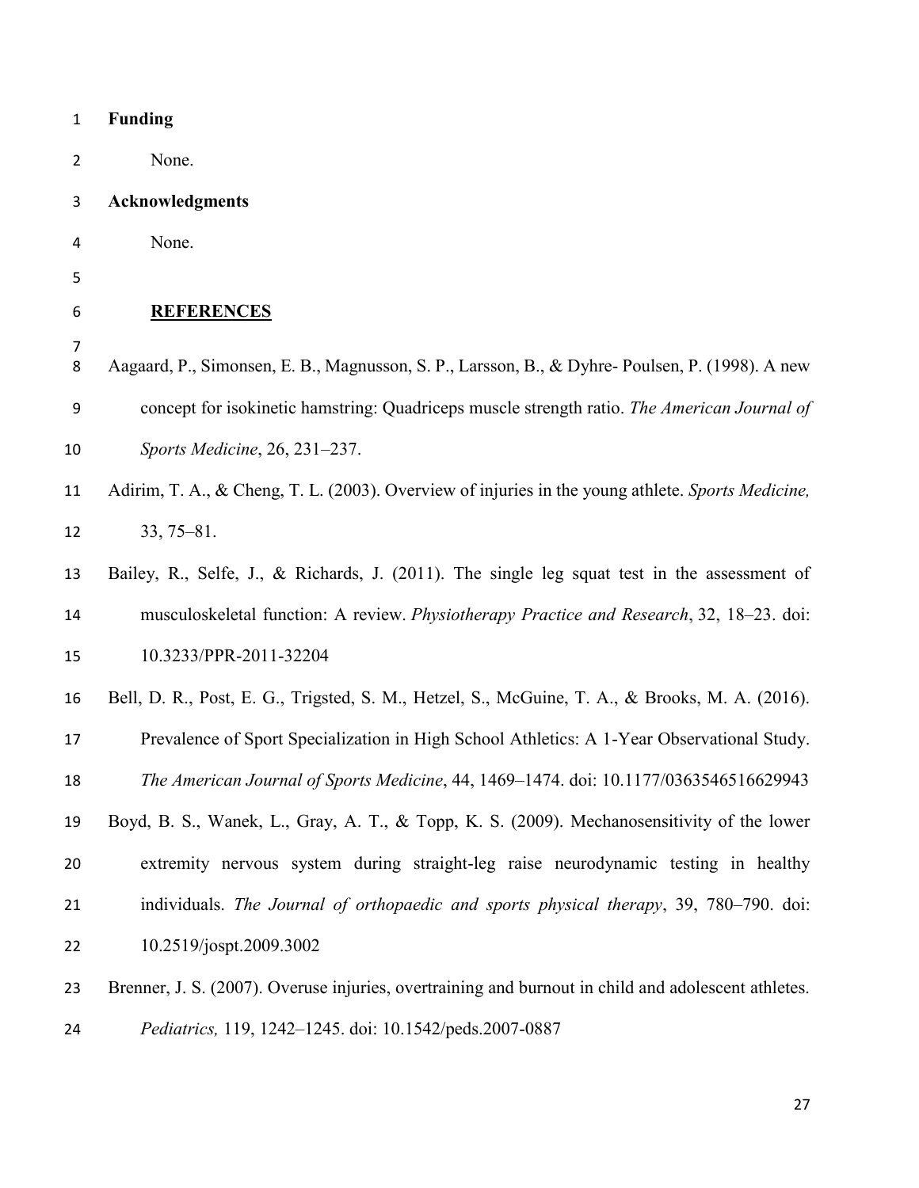**Funding**

None.

**Acknowledgments**

None.

## REFERENCES

Aagaard, P., Simonsen, E. B., Magnusson, S. P., Larsson, B., & Dyhre- Poulsen, P. (1998). A new concept for isokinetic hamstring: Quadriceps muscle strength ratio. *The American Journal of Sports Medicine*, 26, 231–237.

Adirim, T. A., & Cheng, T. L. (2003). Overview of injuries in the young athlete. *Sports Medicine,* 33, 75–81.

Bailey, R., Selfe, J., & Richards, J. (2011). The single leg squat test in the assessment of musculoskeletal function: A review. *Physiotherapy Practice and Research*, 32, 18–23. doi: 10.3233/PPR-2011-32204

Bell, D. R., Post, E. G., Trigsted, S. M., Hetzel, S., McGuine, T. A., & Brooks, M. A. (2016). Prevalence of Sport Specialization in High School Athletics: A 1-Year Observational Study. *The American Journal of Sports Medicine*, 44, 1469–1474. doi: 10.1177/0363546516629943

Boyd, B. S., Wanek, L., Gray, A. T., & Topp, K. S. (2009). Mechanosensitivity of the lower extremity nervous system during straight-leg raise neurodynamic testing in healthy individuals. *The Journal of orthopaedic and sports physical therapy*, 39, 780–790. doi: 10.2519/jospt.2009.3002

Brenner, J. S. (2007). Overuse injuries, overtraining and burnout in child and adolescent athletes. *Pediatrics,* 119, 1242–1245. doi: 10.1542/peds.2007-0887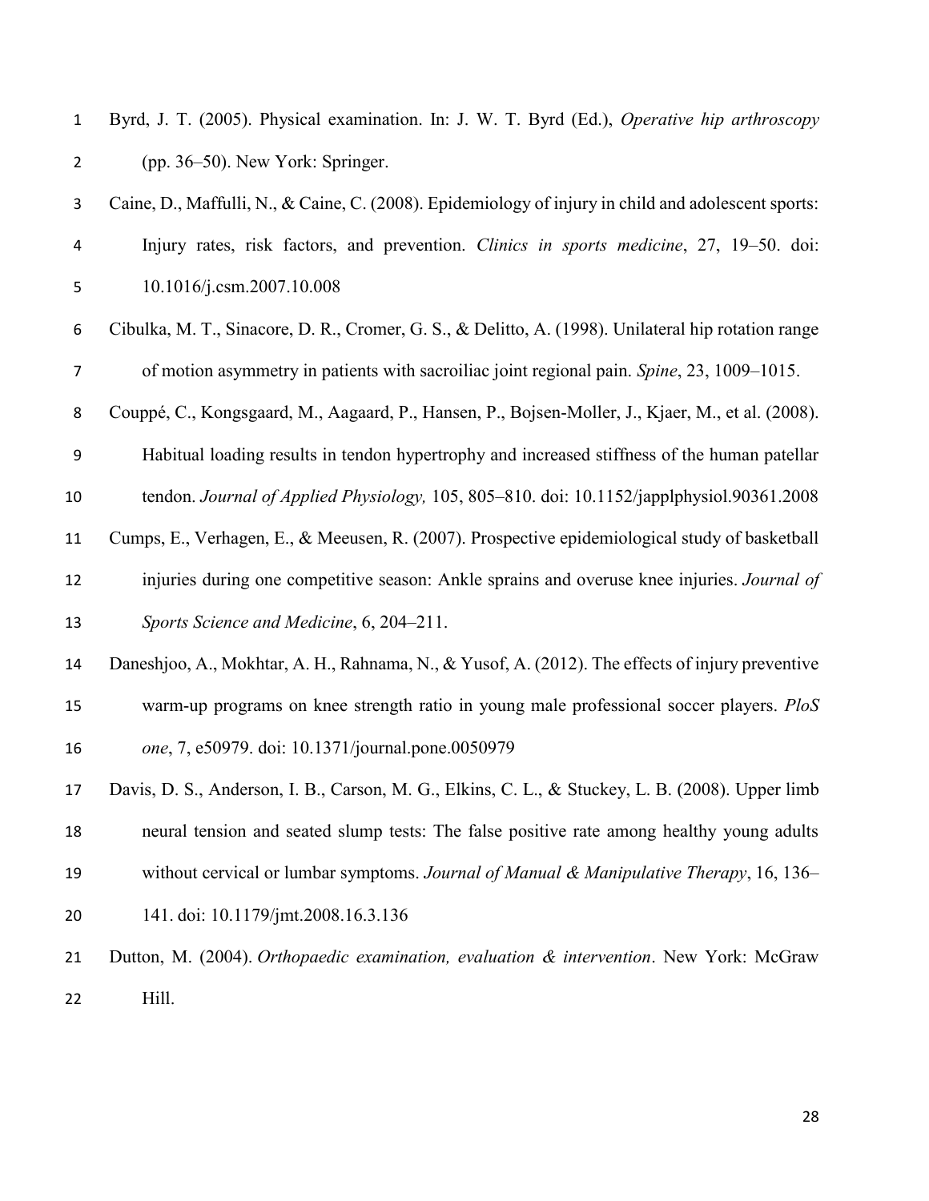Byrd, J. T. (2005). Physical examination. In: J. W. T. Byrd (Ed.), *Operative hip arthroscopy* (pp. 36–50). New York: Springer.

Caine, D., Maffulli, N., & Caine, C. (2008). Epidemiology of injury in child and adolescent sports: Injury rates, risk factors, and prevention. *Clinics in sports medicine*, 27, 19–50. doi: 10.1016/j.csm.2007.10.008

Cibulka, M. T., Sinacore, D. R., Cromer, G. S., & Delitto, A. (1998). Unilateral hip rotation range of motion asymmetry in patients with sacroiliac joint regional pain. *Spine*, 23, 1009–1015.

Couppé, C., Kongsgaard, M., Aagaard, P., Hansen, P., Bojsen-Moller, J., Kjaer, M., et al. (2008). Habitual loading results in tendon hypertrophy and increased stiffness of the human patellar tendon. *Journal of Applied Physiology,* 105, 805–810. doi: 10.1152/japplphysiol.90361.2008

Cumps, E., Verhagen, E., & Meeusen, R. (2007). Prospective epidemiological study of basketball injuries during one competitive season: Ankle sprains and overuse knee injuries. *Journal of Sports Science and Medicine*, 6, 204–211.

Daneshjoo, A., Mokhtar, A. H., Rahnama, N., & Yusof, A. (2012). The effects of injury preventive warm-up programs on knee strength ratio in young male professional soccer players. *PloS one*, 7, e50979. doi: 10.1371/journal.pone.0050979

Davis, D. S., Anderson, I. B., Carson, M. G., Elkins, C. L., & Stuckey, L. B. (2008). Upper limb neural tension and seated slump tests: The false positive rate among healthy young adults without cervical or lumbar symptoms. *Journal of Manual & Manipulative Therapy*, 16, 136–141. doi: 10.1179/jmt.2008.16.3.136

Dutton, M. (2004). *Orthopaedic examination, evaluation & intervention*. New York: McGraw Hill.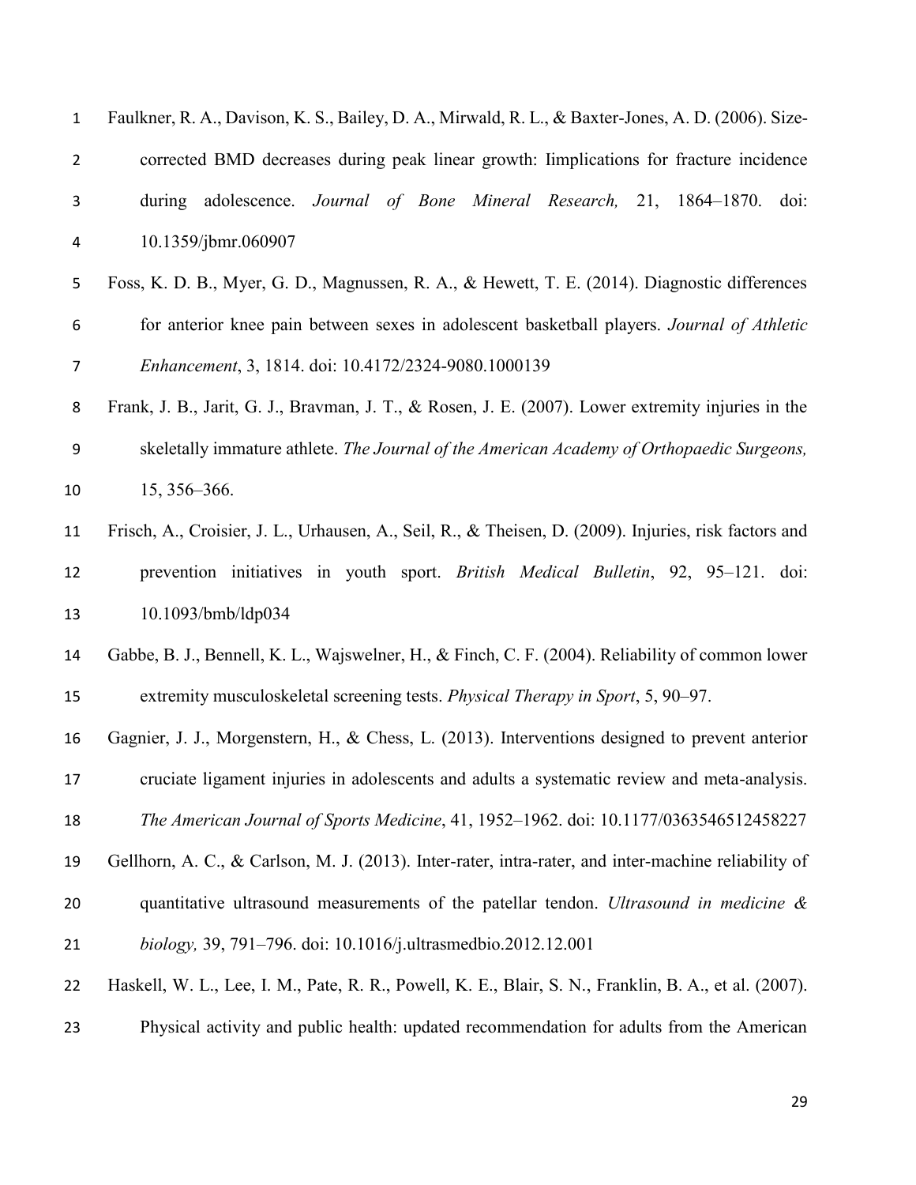Faulkner, R. A., Davison, K. S., Bailey, D. A., Mirwald, R. L., & Baxter-Jones, A. D. (2006). Size-corrected BMD decreases during peak linear growth: Iimplications for fracture incidence during adolescence. *Journal of Bone Mineral Research,* 21, 1864–1870. doi: 10.1359/jbmr.060907

Foss, K. D. B., Myer, G. D., Magnussen, R. A., & Hewett, T. E. (2014). Diagnostic differences for anterior knee pain between sexes in adolescent basketball players. *Journal of Athletic Enhancement*, 3, 1814. doi: 10.4172/2324-9080.1000139

Frank, J. B., Jarit, G. J., Bravman, J. T., & Rosen, J. E. (2007). Lower extremity injuries in the skeletally immature athlete. *The Journal of the American Academy of Orthopaedic Surgeons,* 15, 356–366.

Frisch, A., Croisier, J. L., Urhausen, A., Seil, R., & Theisen, D. (2009). Injuries, risk factors and prevention initiatives in youth sport. *British Medical Bulletin*, 92, 95–121. doi: 10.1093/bmb/ldp034

Gabbe, B. J., Bennell, K. L., Wajswelner, H., & Finch, C. F. (2004). Reliability of common lower extremity musculoskeletal screening tests. *Physical Therapy in Sport*, 5, 90–97.

Gagnier, J. J., Morgenstern, H., & Chess, L. (2013). Interventions designed to prevent anterior cruciate ligament injuries in adolescents and adults a systematic review and meta-analysis. *The American Journal of Sports Medicine*, 41, 1952–1962. doi: 10.1177/0363546512458227

Gellhorn, A. C., & Carlson, M. J. (2013). Inter-rater, intra-rater, and inter-machine reliability of quantitative ultrasound measurements of the patellar tendon. *Ultrasound in medicine & biology,* 39, 791–796. doi: 10.1016/j.ultrasmedbio.2012.12.001

Haskell, W. L., Lee, I. M., Pate, R. R., Powell, K. E., Blair, S. N., Franklin, B. A., et al. (2007). Physical activity and public health: updated recommendation for adults from the American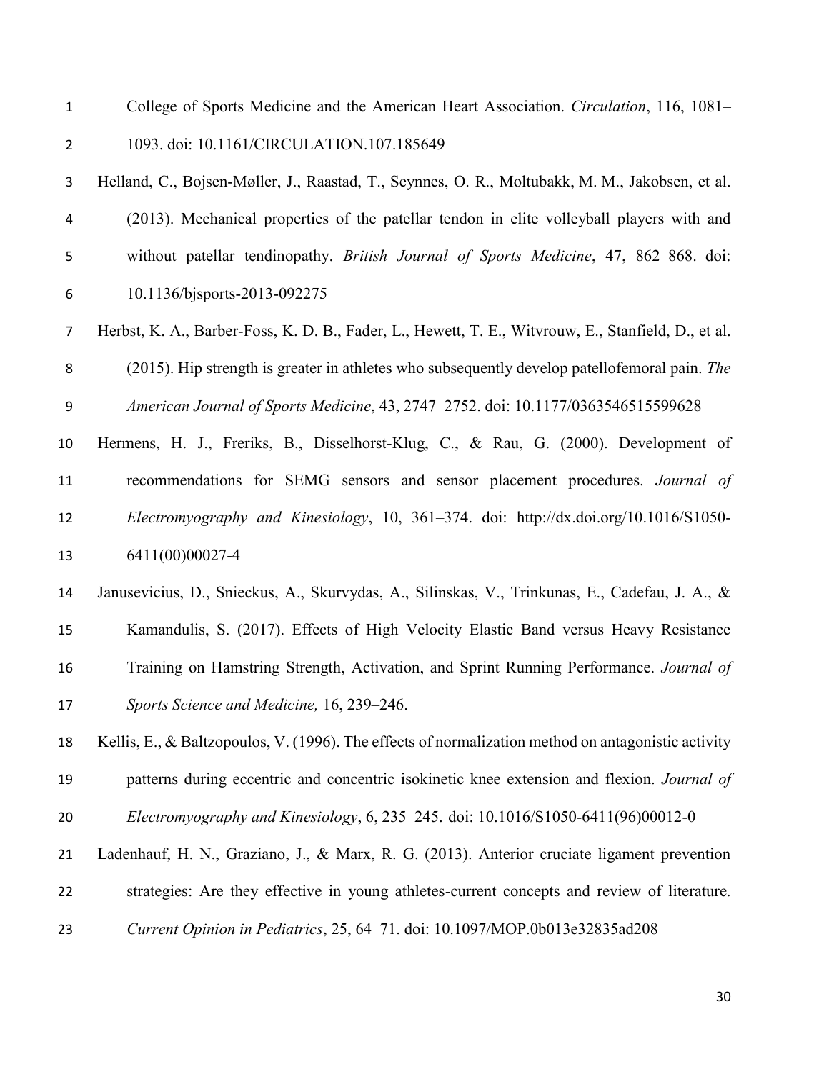College of Sports Medicine and the American Heart Association. *Circulation*, 116, 1081–1093. doi: 10.1161/CIRCULATION.107.185649

Helland, C., Bojsen-Møller, J., Raastad, T., Seynnes, O. R., Moltubakk, M. M., Jakobsen, et al. (2013). Mechanical properties of the patellar tendon in elite volleyball players with and without patellar tendinopathy. *British Journal of Sports Medicine*, 47, 862–868. doi: 10.1136/bjsports-2013-092275

Herbst, K. A., Barber-Foss, K. D. B., Fader, L., Hewett, T. E., Witvrouw, E., Stanfield, D., et al. (2015). Hip strength is greater in athletes who subsequently develop patellofemoral pain. *The American Journal of Sports Medicine*, 43, 2747–2752. doi: 10.1177/0363546515599628

Hermens, H. J., Freriks, B., Disselhorst-Klug, C., & Rau, G. (2000). Development of recommendations for SEMG sensors and sensor placement procedures. *Journal of Electromyography and Kinesiology*, 10, 361–374. doi: http://dx.doi.org/10.1016/S1050-6411(00)00027-4

Janusevicius, D., Snieckus, A., Skurvydas, A., Silinskas, V., Trinkunas, E., Cadefau, J. A., & Kamandulis, S. (2017). Effects of High Velocity Elastic Band versus Heavy Resistance Training on Hamstring Strength, Activation, and Sprint Running Performance. *Journal of Sports Science and Medicine,* 16, 239–246.

Kellis, E., & Baltzopoulos, V. (1996). The effects of normalization method on antagonistic activity patterns during eccentric and concentric isokinetic knee extension and flexion. *Journal of Electromyography and Kinesiology*, 6, 235–245. doi: 10.1016/S1050-6411(96)00012-0

Ladenhauf, H. N., Graziano, J., & Marx, R. G. (2013). Anterior cruciate ligament prevention strategies: Are they effective in young athletes-current concepts and review of literature. *Current Opinion in Pediatrics*, 25, 64–71. doi: 10.1097/MOP.0b013e32835ad208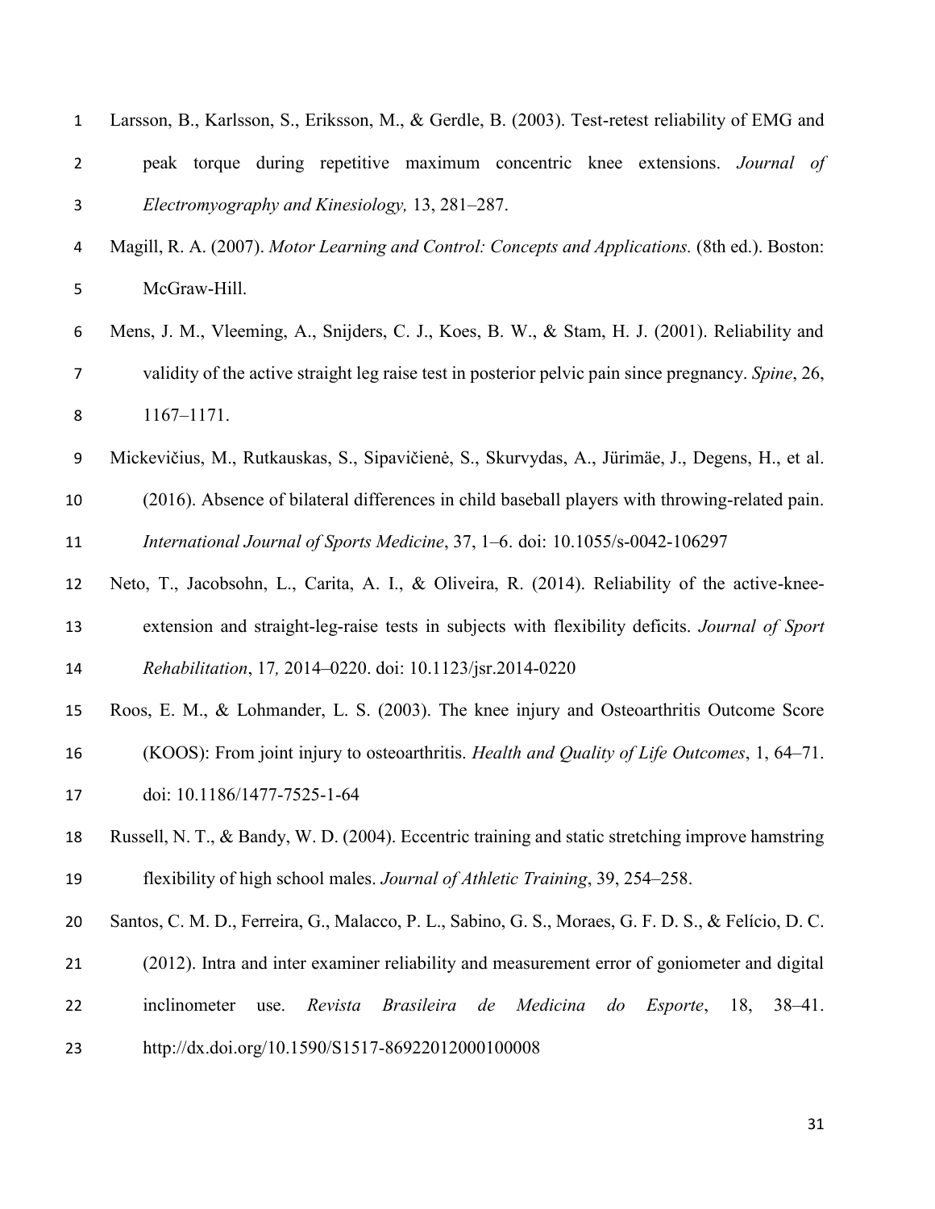Larsson, B., Karlsson, S., Eriksson, M., & Gerdle, B. (2003). Test-retest reliability of EMG and peak torque during repetitive maximum concentric knee extensions. *Journal of Electromyography and Kinesiology,* 13, 281–287.

Magill, R. A. (2007). *Motor Learning and Control: Concepts and Applications.* (8th ed.). Boston: McGraw-Hill.

Mens, J. M., Vleeming, A., Snijders, C. J., Koes, B. W., & Stam, H. J. (2001). Reliability and validity of the active straight leg raise test in posterior pelvic pain since pregnancy. *Spine*, 26, 1167–1171.

Mickevičius, M., Rutkauskas, S., Sipavičienė, S., Skurvydas, A., Jürimäe, J., Degens, H., et al. (2016). Absence of bilateral differences in child baseball players with throwing-related pain. *International Journal of Sports Medicine*, 37, 1–6. doi: 10.1055/s-0042-106297

Neto, T., Jacobsohn, L., Carita, A. I., & Oliveira, R. (2014). Reliability of the active-knee-extension and straight-leg-raise tests in subjects with flexibility deficits. *Journal of Sport Rehabilitation*, 17*,* 2014–0220. doi: 10.1123/jsr.2014-0220

Roos, E. M., & Lohmander, L. S. (2003). The knee injury and Osteoarthritis Outcome Score (KOOS): From joint injury to osteoarthritis. *Health and Quality of Life Outcomes*, 1, 64–71. doi: 10.1186/1477-7525-1-64

Russell, N. T., & Bandy, W. D. (2004). Eccentric training and static stretching improve hamstring flexibility of high school males. *Journal of Athletic Training*, 39, 254–258.

Santos, C. M. D., Ferreira, G., Malacco, P. L., Sabino, G. S., Moraes, G. F. D. S., & Felício, D. C. (2012). Intra and inter examiner reliability and measurement error of goniometer and digital inclinometer use. *Revista Brasileira de Medicina do Esporte*, 18, 38–41. http://dx.doi.org/10.1590/S1517-86922012000100008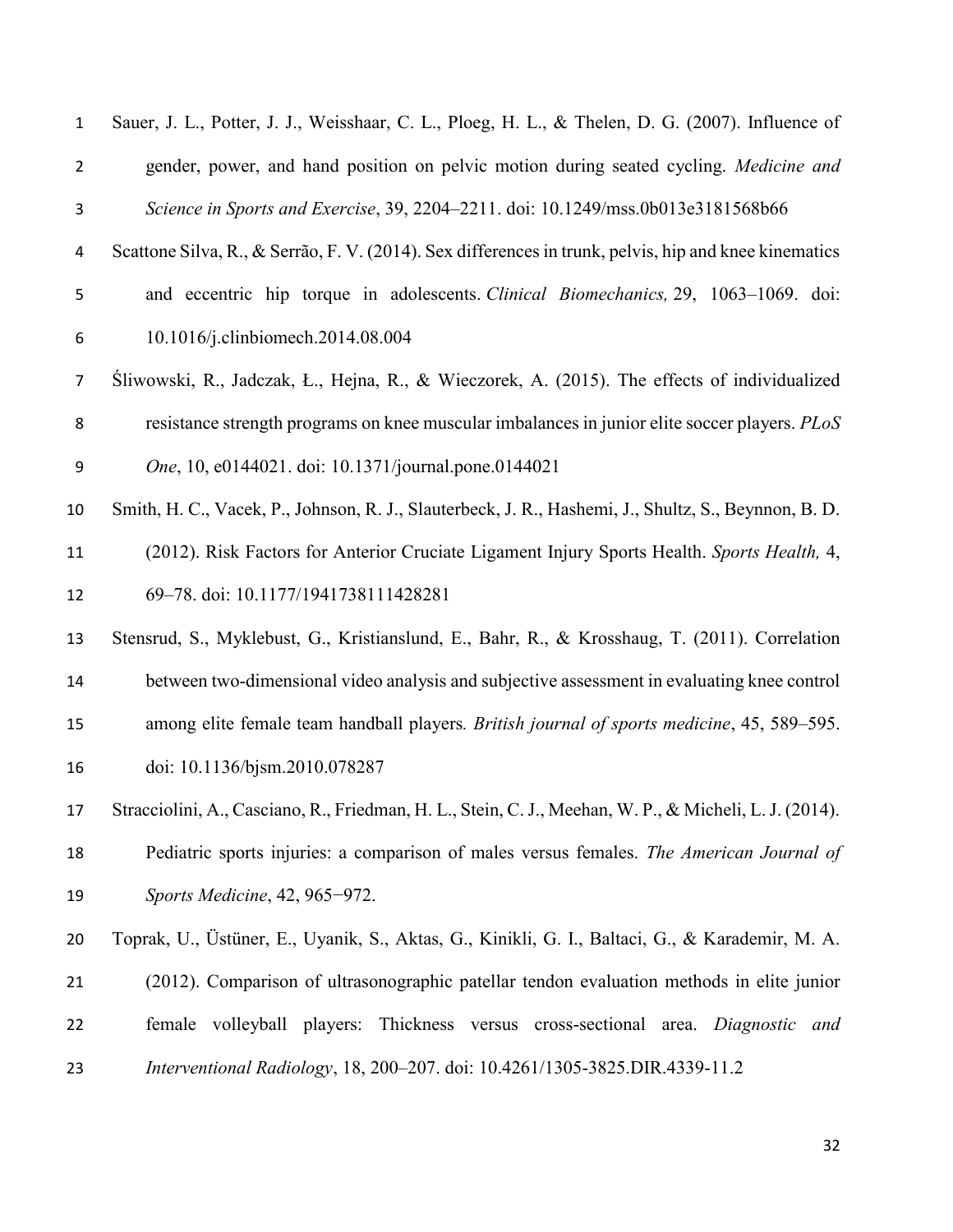Sauer, J. L., Potter, J. J., Weisshaar, C. L., Ploeg, H. L., & Thelen, D. G. (2007). Influence of gender, power, and hand position on pelvic motion during seated cycling. *Medicine and Science in Sports and Exercise*, 39, 2204–2211. doi: 10.1249/mss.0b013e3181568b66

Scattone Silva, R., & Serrão, F. V. (2014). Sex differences in trunk, pelvis, hip and knee kinematics and eccentric hip torque in adolescents. *Clinical Biomechanics,* 29, 1063–1069. doi: 10.1016/j.clinbiomech.2014.08.004

Śliwowski, R., Jadczak, Ł., Hejna, R., & Wieczorek, A. (2015). The effects of individualized resistance strength programs on knee muscular imbalances in junior elite soccer players. *PLoS One*, 10, e0144021. doi: 10.1371/journal.pone.0144021

Smith, H. C., Vacek, P., Johnson, R. J., Slauterbeck, J. R., Hashemi, J., Shultz, S., Beynnon, B. D. (2012). Risk Factors for Anterior Cruciate Ligament Injury Sports Health. *Sports Health,* 4, 69–78. doi: 10.1177/1941738111428281

Stensrud, S., Myklebust, G., Kristianslund, E., Bahr, R., & Krosshaug, T. (2011). Correlation between two-dimensional video analysis and subjective assessment in evaluating knee control among elite female team handball players*. British journal of sports medicine*, 45, 589–595. doi: 10.1136/bjsm.2010.078287

Stracciolini, A., Casciano, R., Friedman, H. L., Stein, C. J., Meehan, W. P., & Micheli, L. J. (2014). Pediatric sports injuries: a comparison of males versus females. *The American Journal of Sports Medicine*, 42, 965−972.

Toprak, U., Üstüner, E., Uyanik, S., Aktas, G., Kinikli, G. I., Baltaci, G., & Karademir, M. A. (2012). Comparison of ultrasonographic patellar tendon evaluation methods in elite junior female volleyball players: Thickness versus cross-sectional area. *Diagnostic and Interventional Radiology*, 18, 200–207. doi: 10.4261/1305-3825.DIR.4339-11.2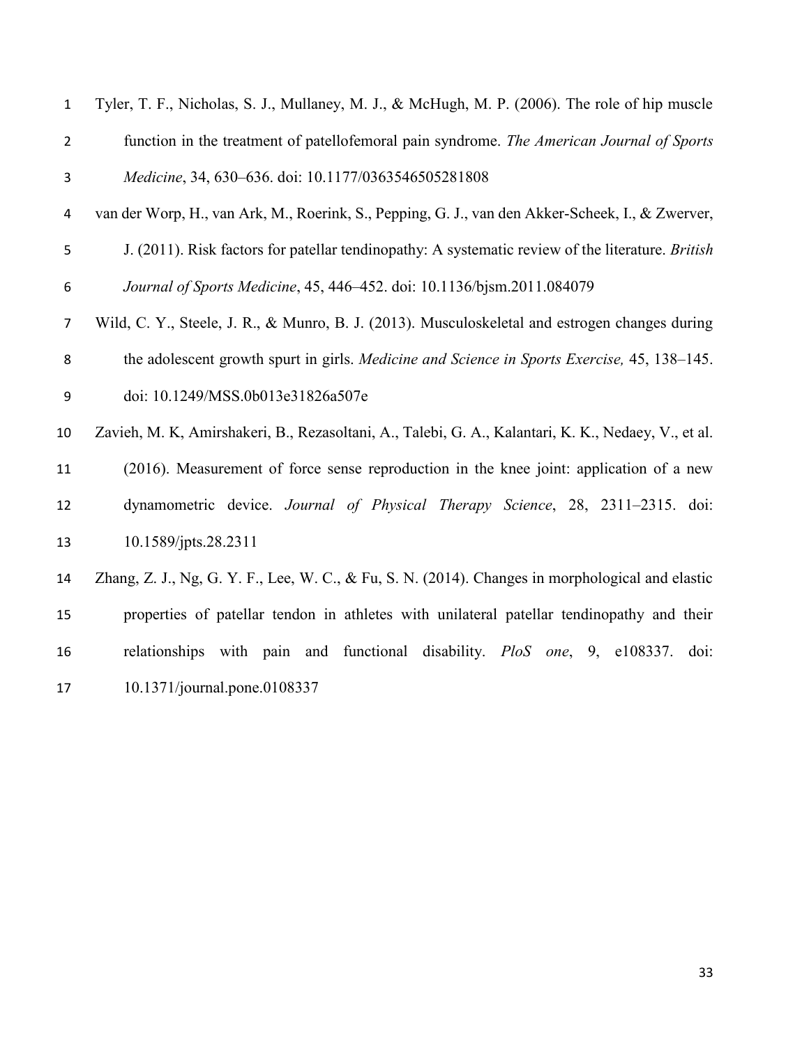Tyler, T. F., Nicholas, S. J., Mullaney, M. J., & McHugh, M. P. (2006). The role of hip muscle function in the treatment of patellofemoral pain syndrome. *The American Journal of Sports Medicine*, 34, 630–636. doi: 10.1177/0363546505281808

van der Worp, H., van Ark, M., Roerink, S., Pepping, G. J., van den Akker-Scheek, I., & Zwerver, J. (2011). Risk factors for patellar tendinopathy: A systematic review of the literature. *British Journal of Sports Medicine*, 45, 446–452. doi: 10.1136/bjsm.2011.084079

Wild, C. Y., Steele, J. R., & Munro, B. J. (2013). Musculoskeletal and estrogen changes during the adolescent growth spurt in girls. *Medicine and Science in Sports Exercise,* 45, 138–145. doi: 10.1249/MSS.0b013e31826a507e

Zavieh, M. K, Amirshakeri, B., Rezasoltani, A., Talebi, G. A., Kalantari, K. K., Nedaey, V., et al. (2016). Measurement of force sense reproduction in the knee joint: application of a new dynamometric device. *Journal of Physical Therapy Science*, 28, 2311–2315. doi: 10.1589/jpts.28.2311

Zhang, Z. J., Ng, G. Y. F., Lee, W. C., & Fu, S. N. (2014). Changes in morphological and elastic properties of patellar tendon in athletes with unilateral patellar tendinopathy and their relationships with pain and functional disability. *PloS one*, 9, e108337. doi: 10.1371/journal.pone.0108337